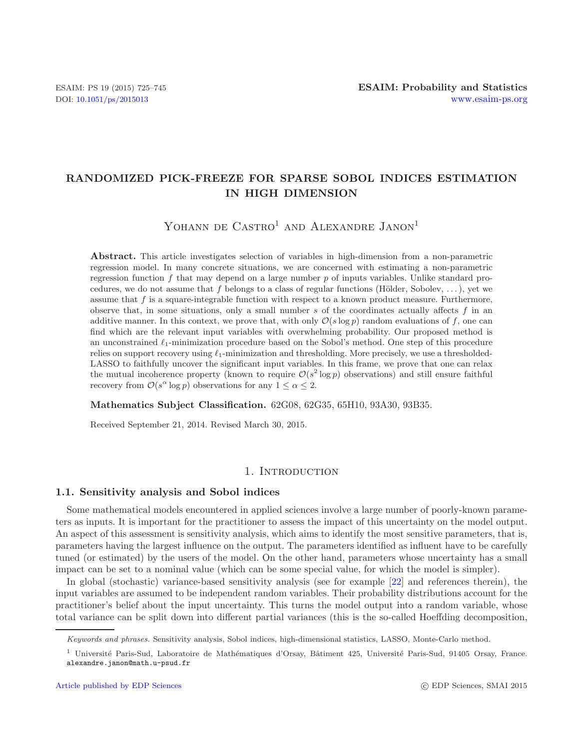# RANDOMIZED PICK-FREEZE FOR SPARSE SOBOL INDICES ESTIMATION IN HIGH DIMENSION

Yohann de Castro[1] and Alexandre Janon[1]

**Abstract.** This article investigates selection of variables in high-dimension from a non-parametric regression model. In many concrete situations, we are concerned with estimating a non-parametric regression function $f$ that may depend on a large number $p$ of inputs variables. Unlike standard procedures, we do not assume that $f$ belongs to a class of regular functions (Hölder, Sobolev, ...), yet we assume that $f$ is a square-integrable function with respect to a known product measure. Furthermore, observe that, in some situations, only a small number $s$ of the coordinates actually affects $f$ in an additive manner. In this context, we prove that, with only $\mathcal{O}(s \log p)$ random evaluations of $f$, one can find which are the relevant input variables with overwhelming probability. Our proposed method is an unconstrained $\ell_1$-minimization procedure based on the Sobol's method. One step of this procedure relies on support recovery using $\ell_1$-minimization and thresholding. More precisely, we use a thresholded-LASSO to faithfully uncover the significant input variables. In this frame, we prove that one can relax the mutual incoherence property (known to require $\mathcal{O}(s^2 \log p)$ observations) and still ensure faithful recovery from $\mathcal{O}(s^\alpha \log p)$ observations for any $1 \leq \alpha \leq 2$.

**Mathematics Subject Classification.** 62G08, 62G35, 65H10, 93A30, 93B35.

Received September 21, 2014. Revised March 30, 2015.

## 1. Introduction

### 1.1. Sensitivity analysis and Sobol indices

Some mathematical models encountered in applied sciences involve a large number of poorly-known parameters as inputs. It is important for the practitioner to assess the impact of this uncertainty on the model output. An aspect of this assessment is sensitivity analysis, which aims to identify the most sensitive parameters, that is, parameters having the largest influence on the output. The parameters identified as influent have to be carefully tuned (or estimated) by the users of the model. On the other hand, parameters whose uncertainty has a small impact can be set to a nominal value (which can be some special value, for which the model is simpler).

In global (stochastic) variance-based sensitivity analysis (see for example [22] and references therein), the input variables are assumed to be independent random variables. Their probability distributions account for the practitioner's belief about the input uncertainty. This turns the model output into a random variable, whose total variance can be split down into different partial variances (this is the so-called Hoeffding decomposition,

---

*Keywords and phrases.* Sensitivity analysis, Sobol indices, high-dimensional statistics, LASSO, Monte-Carlo method.

[1] Université Paris-Sud, Laboratoire de Mathématiques d'Orsay, Bâtiment 425, Université Paris-Sud, 91405 Orsay, France. alexandre.janon@math.u-psud.fr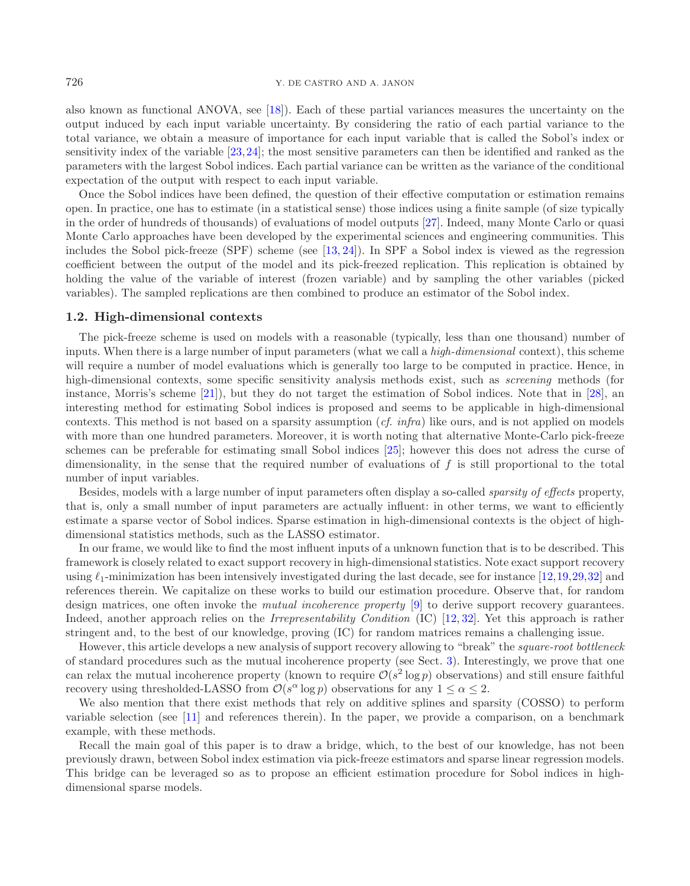also known as functional ANOVA, see [18]). Each of these partial variances measures the uncertainty on the output induced by each input variable uncertainty. By considering the ratio of each partial variance to the total variance, we obtain a measure of importance for each input variable that is called the Sobol's index or sensitivity index of the variable [23, 24]; the most sensitive parameters can then be identified and ranked as the parameters with the largest Sobol indices. Each partial variance can be written as the variance of the conditional expectation of the output with respect to each input variable.

Once the Sobol indices have been defined, the question of their effective computation or estimation remains open. In practice, one has to estimate (in a statistical sense) those indices using a finite sample (of size typically in the order of hundreds of thousands) of evaluations of model outputs [27]. Indeed, many Monte Carlo or quasi Monte Carlo approaches have been developed by the experimental sciences and engineering communities. This includes the Sobol pick-freeze (SPF) scheme (see [13, 24]). In SPF a Sobol index is viewed as the regression coefficient between the output of the model and its pick-freezed replication. This replication is obtained by holding the value of the variable of interest (frozen variable) and by sampling the other variables (picked variables). The sampled replications are then combined to produce an estimator of the Sobol index.

### 1.2. High-dimensional contexts

The pick-freeze scheme is used on models with a reasonable (typically, less than one thousand) number of inputs. When there is a large number of input parameters (what we call a *high-dimensional* context), this scheme will require a number of model evaluations which is generally too large to be computed in practice. Hence, in high-dimensional contexts, some specific sensitivity analysis methods exist, such as *screening* methods (for instance, Morris's scheme [21]), but they do not target the estimation of Sobol indices. Note that in [28], an interesting method for estimating Sobol indices is proposed and seems to be applicable in high-dimensional contexts. This method is not based on a sparsity assumption (*cf. infra*) like ours, and is not applied on models with more than one hundred parameters. Moreover, it is worth noting that alternative Monte-Carlo pick-freeze schemes can be preferable for estimating small Sobol indices [25]; however this does not adress the curse of dimensionality, in the sense that the required number of evaluations of $f$ is still proportional to the total number of input variables.

Besides, models with a large number of input parameters often display a so-called *sparsity of effects* property, that is, only a small number of input parameters are actually influent: in other terms, we want to efficiently estimate a sparse vector of Sobol indices. Sparse estimation in high-dimensional contexts is the object of high-dimensional statistics methods, such as the LASSO estimator.

In our frame, we would like to find the most influent inputs of a unknown function that is to be described. This framework is closely related to exact support recovery in high-dimensional statistics. Note exact support recovery using $\ell_1$-minimization has been intensively investigated during the last decade, see for instance [12, 19, 29, 32] and references therein. We capitalize on these works to build our estimation procedure. Observe that, for random design matrices, one often invoke the *mutual incoherence property* [9] to derive support recovery guarantees. Indeed, another approach relies on the *Irrepresentability Condition* (IC) [12, 32]. Yet this approach is rather stringent and, to the best of our knowledge, proving (IC) for random matrices remains a challenging issue.

However, this article develops a new analysis of support recovery allowing to "break" the *square-root bottleneck* of standard procedures such as the mutual incoherence property (see Sect. 3). Interestingly, we prove that one can relax the mutual incoherence property (known to require $\mathcal{O}(s^2 \log p)$ observations) and still ensure faithful recovery using thresholded-LASSO from $\mathcal{O}(s^\alpha \log p)$ observations for any $1 \leq \alpha \leq 2$.

We also mention that there exist methods that rely on additive splines and sparsity (COSSO) to perform variable selection (see [11] and references therein). In the paper, we provide a comparison, on a benchmark example, with these methods.

Recall the main goal of this paper is to draw a bridge, which, to the best of our knowledge, has not been previously drawn, between Sobol index estimation via pick-freeze estimators and sparse linear regression models. This bridge can be leveraged so as to propose an efficient estimation procedure for Sobol indices in high-dimensional sparse models.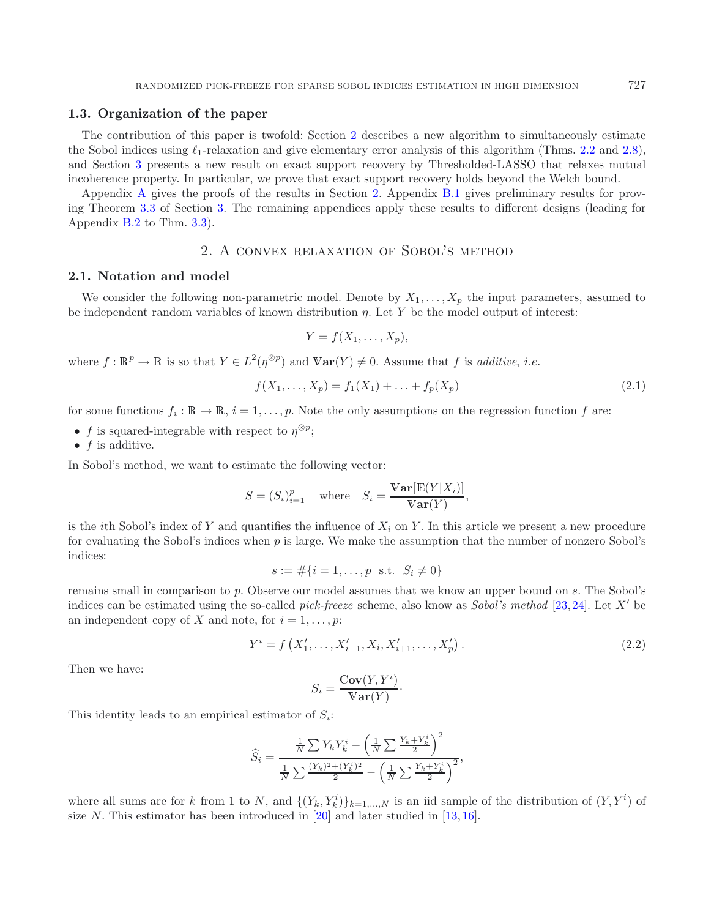### 1.3. Organization of the paper

The contribution of this paper is twofold: Section 2 describes a new algorithm to simultaneously estimate the Sobol indices using $\ell_1$-relaxation and give elementary error analysis of this algorithm (Thms. 2.2 and 2.8), and Section 3 presents a new result on exact support recovery by Thresholded-LASSO that relaxes mutual incoherence property. In particular, we prove that exact support recovery holds beyond the Welch bound.

Appendix A gives the proofs of the results in Section 2. Appendix B.1 gives preliminary results for proving Theorem 3.3 of Section 3. The remaining appendices apply these results to different designs (leading for Appendix B.2 to Thm. 3.3).

## 2. A convex relaxation of Sobol's method

### 2.1. Notation and model

We consider the following non-parametric model. Denote by $X_1, \ldots, X_p$ the input parameters, assumed to be independent random variables of known distribution $\eta$. Let $Y$ be the model output of interest:

$$Y = f(X_1, \ldots, X_p),$$

where $f : \mathbb{R}^p \to \mathbb{R}$ is so that $Y \in L^2(\eta^{\otimes p})$ and $\mathbb{V}\mathbf{ar}(Y) \neq 0$. Assume that $f$ is *additive*, *i.e.*

$$f(X_1, \ldots, X_p) = f_1(X_1) + \ldots + f_p(X_p) \tag{2.1}$$

for some functions $f_i : \mathbb{R} \to \mathbb{R}$, $i = 1, \ldots, p$. Note the only assumptions on the regression function $f$ are:

- $f$ is squared-integrable with respect to $\eta^{\otimes p}$;
- $f$ is additive.

In Sobol's method, we want to estimate the following vector:

$$S = (S_i)_{i=1}^p \quad \text{where} \quad S_i = \frac{\mathbb{V}\mathbf{ar}[\mathbb{E}(Y|X_i)]}{\mathbb{V}\mathbf{ar}(Y)},$$

is the $i$th Sobol's index of $Y$ and quantifies the influence of $X_i$ on $Y$. In this article we present a new procedure for evaluating the Sobol's indices when $p$ is large. We make the assumption that the number of nonzero Sobol's indices:

$$s := \#\{i = 1, \ldots, p \ \text{ s.t. } \ S_i \neq 0\}$$

remains small in comparison to $p$. Observe our model assumes that we know an upper bound on $s$. The Sobol's indices can be estimated using the so-called *pick-freeze* scheme, also know as *Sobol's method* [23,24]. Let $X'$ be an independent copy of $X$ and note, for $i = 1, \ldots, p$:

$$Y^i = f\left(X'_1, \ldots, X'_{i-1}, X_i, X'_{i+1}, \ldots, X'_p\right). \tag{2.2}$$

Then we have:

$$S_i = \frac{\mathbb{C}\mathbf{ov}(Y, Y^i)}{\mathbb{V}\mathbf{ar}(Y)}.$$

This identity leads to an empirical estimator of $S_i$:

$$\widehat{S}_i = \frac{\frac{1}{N}\sum Y_k Y_k^i - \left(\frac{1}{N}\sum \frac{Y_k + Y_k^i}{2}\right)^2}{\frac{1}{N}\sum \frac{(Y_k)^2 + (Y_k^i)^2}{2} - \left(\frac{1}{N}\sum \frac{Y_k + Y_k^i}{2}\right)^2},$$

where all sums are for $k$ from 1 to $N$, and $\{(Y_k, Y_k^i)\}_{k=1,\ldots,N}$ is an iid sample of the distribution of $(Y, Y^i)$ of size $N$. This estimator has been introduced in [20] and later studied in [13,16].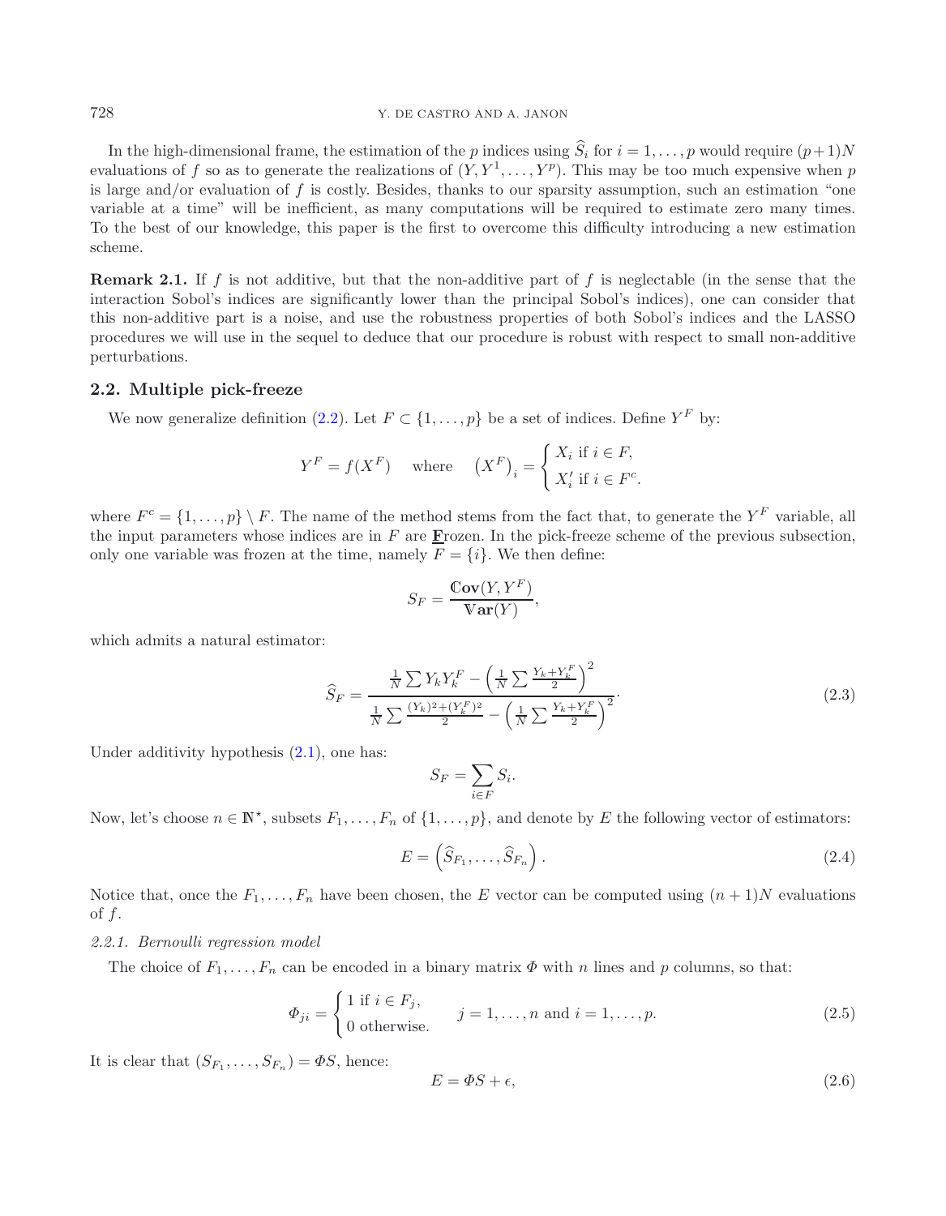In the high-dimensional frame, the estimation of the $p$ indices using $\widehat{S}_i$ for $i = 1, \ldots, p$ would require $(p+1)N$ evaluations of $f$ so as to generate the realizations of $(Y, Y^1, \ldots, Y^p)$. This may be too much expensive when $p$ is large and/or evaluation of $f$ is costly. Besides, thanks to our sparsity assumption, such an estimation "one variable at a time" will be inefficient, as many computations will be required to estimate zero many times. To the best of our knowledge, this paper is the first to overcome this difficulty introducing a new estimation scheme.

**Remark 2.1.** If $f$ is not additive, but that the non-additive part of $f$ is neglectable (in the sense that the interaction Sobol's indices are significantly lower than the principal Sobol's indices), one can consider that this non-additive part is a noise, and use the robustness properties of both Sobol's indices and the LASSO procedures we will use in the sequel to deduce that our procedure is robust with respect to small non-additive perturbations.

### 2.2. Multiple pick-freeze

We now generalize definition (2.2). Let $F \subset \{1, \ldots, p\}$ be a set of indices. Define $Y^F$ by:

$$Y^F = f(X^F) \quad \text{where} \quad \left(X^F\right)_i = \begin{cases} X_i \text{ if } i \in F, \\ X'_i \text{ if } i \in F^c. \end{cases}$$

where $F^c = \{1, \ldots, p\} \setminus F$. The name of the method stems from the fact that, to generate the $Y^F$ variable, all the input parameters whose indices are in $F$ are **F**rozen. In the pick-freeze scheme of the previous subsection, only one variable was frozen at the time, namely $F = \{i\}$. We then define:

$$S_F = \frac{\mathbb{C}\mathbf{ov}(Y, Y^F)}{\mathbb{V}\mathbf{ar}(Y)},$$

which admits a natural estimator:

$$\widehat{S}_F = \frac{\frac{1}{N}\sum Y_k Y_k^F - \left(\frac{1}{N}\sum \frac{Y_k + Y_k^F}{2}\right)^2}{\frac{1}{N}\sum \frac{(Y_k)^2 + (Y_k^F)^2}{2} - \left(\frac{1}{N}\sum \frac{Y_k + Y_k^F}{2}\right)^2}. \tag{2.3}$$

Under additivity hypothesis (2.1), one has:

$$S_F = \sum_{i \in F} S_i.$$

Now, let's choose $n \in \mathbb{N}^\star$, subsets $F_1, \ldots, F_n$ of $\{1, \ldots, p\}$, and denote by $E$ the following vector of estimators:

$$E = \left(\widehat{S}_{F_1}, \ldots, \widehat{S}_{F_n}\right). \tag{2.4}$$

Notice that, once the $F_1, \ldots, F_n$ have been chosen, the $E$ vector can be computed using $(n+1)N$ evaluations of $f$.

#### *2.2.1. Bernoulli regression model*

The choice of $F_1, \ldots, F_n$ can be encoded in a binary matrix $\Phi$ with $n$ lines and $p$ columns, so that:

$$\Phi_{ji} = \begin{cases} 1 \text{ if } i \in F_j, \\ 0 \text{ otherwise.} \end{cases} \qquad j = 1, \ldots, n \text{ and } i = 1, \ldots, p. \tag{2.5}$$

It is clear that $(S_{F_1}, \ldots, S_{F_n}) = \Phi S$, hence:

$$E = \Phi S + \epsilon, \tag{2.6}$$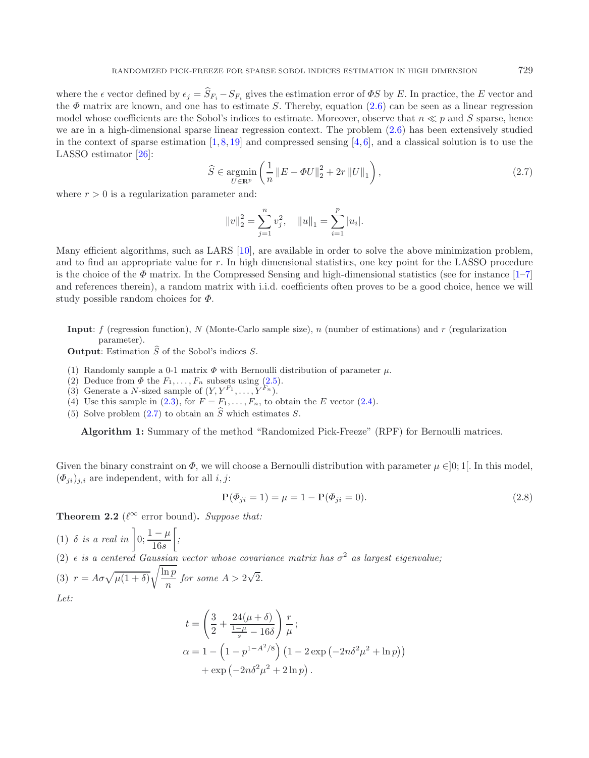where the $\epsilon$ vector defined by $\epsilon_j = \widehat{S}_{F_i} - S_{F_i}$ gives the estimation error of $\Phi S$ by $E$. In practice, the $E$ vector and the $\Phi$ matrix are known, and one has to estimate $S$. Thereby, equation (2.6) can be seen as a linear regression model whose coefficients are the Sobol's indices to estimate. Moreover, observe that $n \ll p$ and $S$ sparse, hence we are in a high-dimensional sparse linear regression context. The problem (2.6) has been extensively studied in the context of sparse estimation [1, 8, 19] and compressed sensing [4, 6], and a classical solution is to use the LASSO estimator [26]:

$$\widehat{S} \in \underset{U \in \mathbb{R}^p}{\operatorname{argmin}} \left( \frac{1}{n} \|E - \Phi U\|_2^2 + 2r \|U\|_1 \right), \tag{2.7}$$

where $r > 0$ is a regularization parameter and:

$$\|v\|_2^2 = \sum_{j=1}^{n} v_j^2, \quad \|u\|_1 = \sum_{i=1}^{p} |u_i|.$$

Many efficient algorithms, such as LARS [10], are available in order to solve the above minimization problem, and to find an appropriate value for $r$. In high dimensional statistics, one key point for the LASSO procedure is the choice of the $\Phi$ matrix. In the Compressed Sensing and high-dimensional statistics (see for instance [1–7] and references therein), a random matrix with i.i.d. coefficients often proves to be a good choice, hence we will study possible random choices for $\Phi$.

**Input**: $f$ (regression function), $N$ (Monte-Carlo sample size), $n$ (number of estimations) and $r$ (regularization parameter).

**Output**: Estimation $\widehat{S}$ of the Sobol's indices $S$.

(1) Randomly sample a 0-1 matrix $\Phi$ with Bernoulli distribution of parameter $\mu$.
(2) Deduce from $\Phi$ the $F_1, \ldots, F_n$ subsets using (2.5).
(3) Generate a $N$-sized sample of $(Y, Y^{F_1}, \ldots, Y^{F_n})$.
(4) Use this sample in (2.3), for $F = F_1, \ldots, F_n$, to obtain the $E$ vector (2.4).
(5) Solve problem (2.7) to obtain an $\widehat{S}$ which estimates $S$.

**Algorithm 1:** Summary of the method "Randomized Pick-Freeze" (RPF) for Bernoulli matrices.

Given the binary constraint on $\Phi$, we will choose a Bernoulli distribution with parameter $\mu \in ]0;1[$. In this model, $(\Phi_{ji})_{j,i}$ are independent, with for all $i, j$:

$$\mathbb{P}(\Phi_{ji} = 1) = \mu = 1 - \mathbb{P}(\Phi_{ji} = 0). \tag{2.8}$$

**Theorem 2.2** ($\ell^\infty$ error bound)**.** *Suppose that:*

(1) *$\delta$ is a real in* $\left]0; \dfrac{1-\mu}{16s}\right[$;
(2) *$\epsilon$ is a centered Gaussian vector whose covariance matrix has $\sigma^2$ as largest eigenvalue;*
(3) $r = A\sigma\sqrt{\mu(1+\delta)}\sqrt{\dfrac{\ln p}{n}}$ *for some* $A > 2\sqrt{2}$.

*Let:*

$$t = \left( \frac{3}{2} + \frac{24(\mu + \delta)}{\frac{1-\mu}{s} - 16\delta} \right) \frac{r}{\mu};$$

$$\alpha = 1 - \left(1 - p^{1-A^2/8}\right)\left(1 - 2\exp\left(-2n\delta^2\mu^2 + \ln p\right)\right) + \exp\left(-2n\delta^2\mu^2 + 2\ln p\right).$$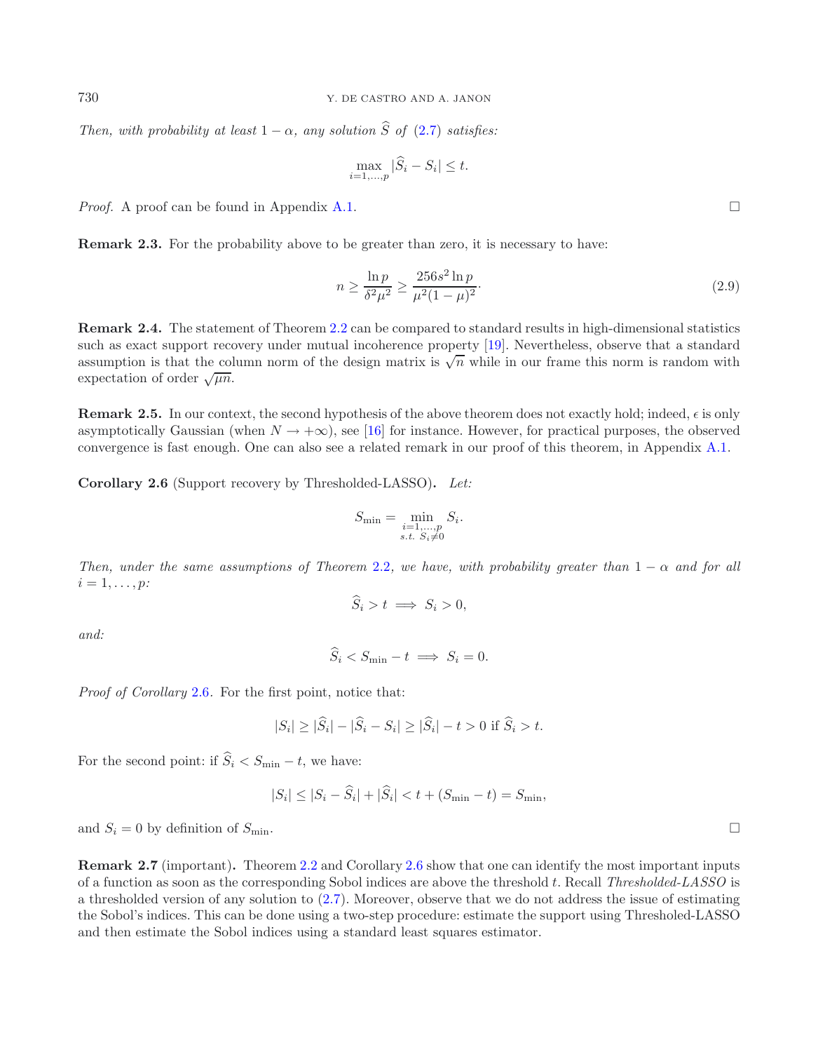*Then, with probability at least* $1-\alpha$*, any solution* $\widehat{S}$ *of* (2.7) *satisfies:*

$$\max_{i=1,\dots,p} |\widehat{S}_i - S_i| \leq t.$$

*Proof.* A proof can be found in Appendix A.1. □

**Remark 2.3.** For the probability above to be greater than zero, it is necessary to have:

$$n \geq \frac{\ln p}{\delta^2 \mu^2} \geq \frac{256 s^2 \ln p}{\mu^2 (1-\mu)^2}. \tag{2.9}$$

**Remark 2.4.** The statement of Theorem 2.2 can be compared to standard results in high-dimensional statistics such as exact support recovery under mutual incoherence property [19]. Nevertheless, observe that a standard assumption is that the column norm of the design matrix is $\sqrt{n}$ while in our frame this norm is random with expectation of order $\sqrt{\mu n}$.

**Remark 2.5.** In our context, the second hypothesis of the above theorem does not exactly hold; indeed, $\epsilon$ is only asymptotically Gaussian (when $N \to +\infty$), see [16] for instance. However, for practical purposes, the observed convergence is fast enough. One can also see a related remark in our proof of this theorem, in Appendix A.1.

**Corollary 2.6** (Support recovery by Thresholded-LASSO)**.** *Let:*

$$S_{\min} = \min_{\substack{i=1,\dots,p \\ s.t.\ S_i \neq 0}} S_i.$$

*Then, under the same assumptions of Theorem* 2.2*, we have, with probability greater than* $1-\alpha$ *and for all* $i = 1, \dots, p$*:*

$$\widehat{S}_i > t \implies S_i > 0,$$

*and:*

$$\widehat{S}_i < S_{\min} - t \implies S_i = 0.$$

*Proof of Corollary* 2.6*.* For the first point, notice that:

$$|S_i| \geq |\widehat{S}_i| - |\widehat{S}_i - S_i| \geq |\widehat{S}_i| - t > 0 \text{ if } \widehat{S}_i > t.$$

For the second point: if $\widehat{S}_i < S_{\min} - t$, we have:

$$|S_i| \leq |S_i - \widehat{S}_i| + |\widehat{S}_i| < t + (S_{\min} - t) = S_{\min},$$

and $S_i = 0$ by definition of $S_{\min}$. □

**Remark 2.7** (important)**.** Theorem 2.2 and Corollary 2.6 show that one can identify the most important inputs of a function as soon as the corresponding Sobol indices are above the threshold $t$. Recall *Thresholded-LASSO* is a thresholded version of any solution to (2.7). Moreover, observe that we do not address the issue of estimating the Sobol's indices. This can be done using a two-step procedure: estimate the support using Thresholed-LASSO and then estimate the Sobol indices using a standard least squares estimator.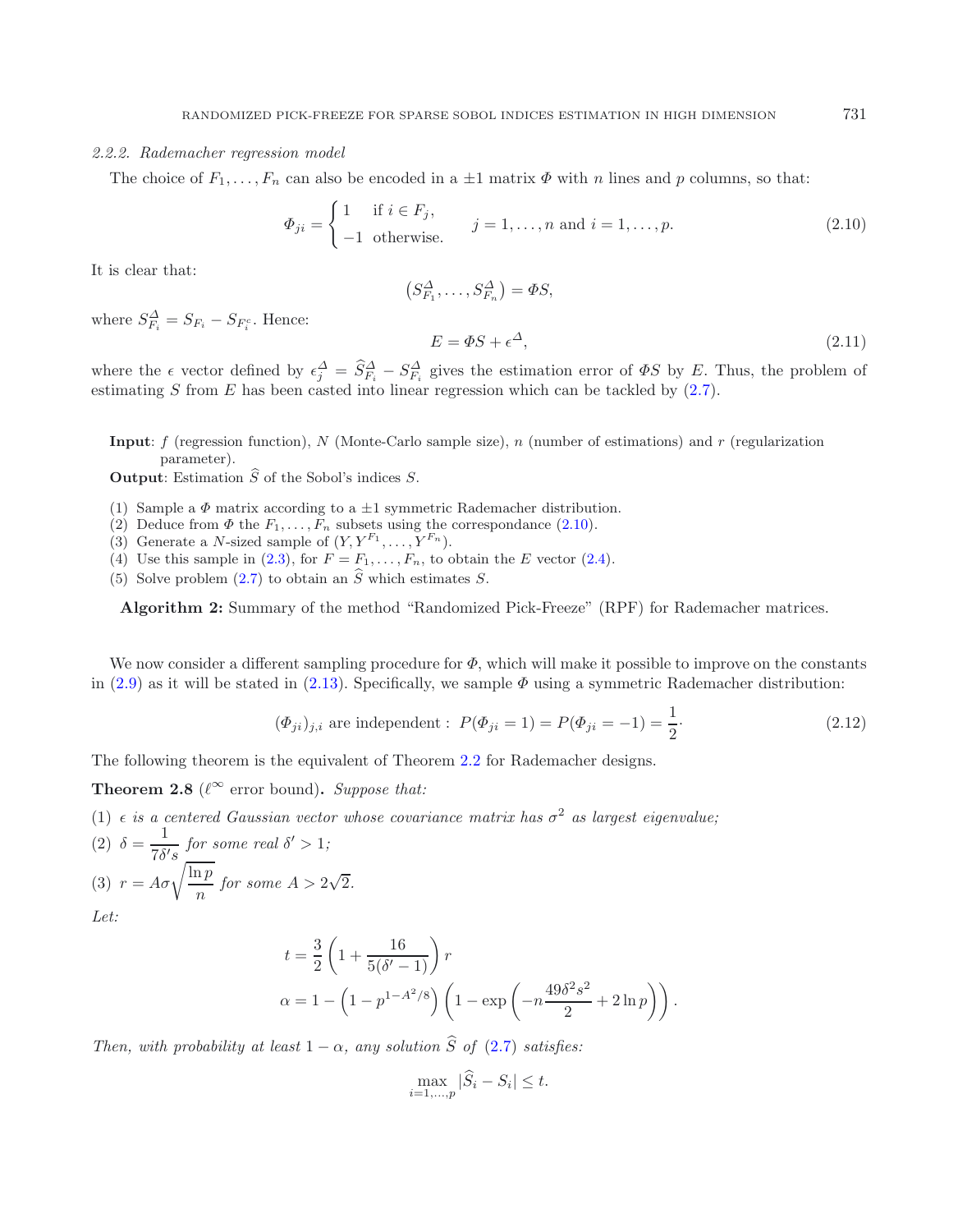*2.2.2. Rademacher regression model*

The choice of $F_1, \ldots, F_n$ can also be encoded in a $\pm 1$ matrix $\Phi$ with $n$ lines and $p$ columns, so that:

$$\Phi_{ji} = \begin{cases} 1 & \text{if } i \in F_j, \\ -1 & \text{otherwise.} \end{cases} \qquad j = 1, \ldots, n \text{ and } i = 1, \ldots, p. \tag{2.10}$$

It is clear that:

$$\left(S^{\Delta}_{F_1}, \ldots, S^{\Delta}_{F_n}\right) = \Phi S,$$

where $S^{\Delta}_{F_i} = S_{F_i} - S_{F_i^c}$. Hence:

$$E = \Phi S + \epsilon^{\Delta}, \tag{2.11}$$

where the $\epsilon$ vector defined by $\epsilon^{\Delta}_j = \widehat{S}^{\Delta}_{F_i} - S^{\Delta}_{F_i}$ gives the estimation error of $\Phi S$ by $E$. Thus, the problem of estimating $S$ from $E$ has been casted into linear regression which can be tackled by (2.7).

**Input**: $f$ (regression function), $N$ (Monte-Carlo sample size), $n$ (number of estimations) and $r$ (regularization parameter).

**Output**: Estimation $\widehat{S}$ of the Sobol's indices $S$.

(1) Sample a $\Phi$ matrix according to a $\pm 1$ symmetric Rademacher distribution.
(2) Deduce from $\Phi$ the $F_1, \ldots, F_n$ subsets using the correspondance (2.10).
(3) Generate a $N$-sized sample of $(Y, Y^{F_1}, \ldots, Y^{F_n})$.
(4) Use this sample in (2.3), for $F = F_1, \ldots, F_n$, to obtain the $E$ vector (2.4).
(5) Solve problem (2.7) to obtain an $\widehat{S}$ which estimates $S$.

**Algorithm 2:** Summary of the method "Randomized Pick-Freeze" (RPF) for Rademacher matrices.

We now consider a different sampling procedure for $\Phi$, which will make it possible to improve on the constants in (2.9) as it will be stated in (2.13). Specifically, we sample $\Phi$ using a symmetric Rademacher distribution:

$$(\Phi_{ji})_{j,i} \text{ are independent : } P(\Phi_{ji} = 1) = P(\Phi_{ji} = -1) = \frac{1}{2}\cdot \tag{2.12}$$

The following theorem is the equivalent of Theorem 2.2 for Rademacher designs.

**Theorem 2.8** ($\ell^\infty$ error bound)**.** *Suppose that:*

(1) *$\epsilon$ is a centered Gaussian vector whose covariance matrix has $\sigma^2$ as largest eigenvalue;*
(2) *$\delta = \dfrac{1}{7\delta' s}$ for some real $\delta' > 1$;*
(3) *$r = A\sigma\sqrt{\dfrac{\ln p}{n}}$ for some $A > 2\sqrt{2}$.*

*Let:*

$$t = \frac{3}{2}\left(1 + \frac{16}{5(\delta' - 1)}\right) r$$
$$\alpha = 1 - \left(1 - p^{1 - A^2/8}\right)\left(1 - \exp\left(-n\frac{49\delta^2 s^2}{2} + 2\ln p\right)\right).$$

*Then, with probability at least $1 - \alpha$, any solution $\widehat{S}$ of (2.7) satisfies:*

$$\max_{i=1,\ldots,p} |\widehat{S}_i - S_i| \leq t.$$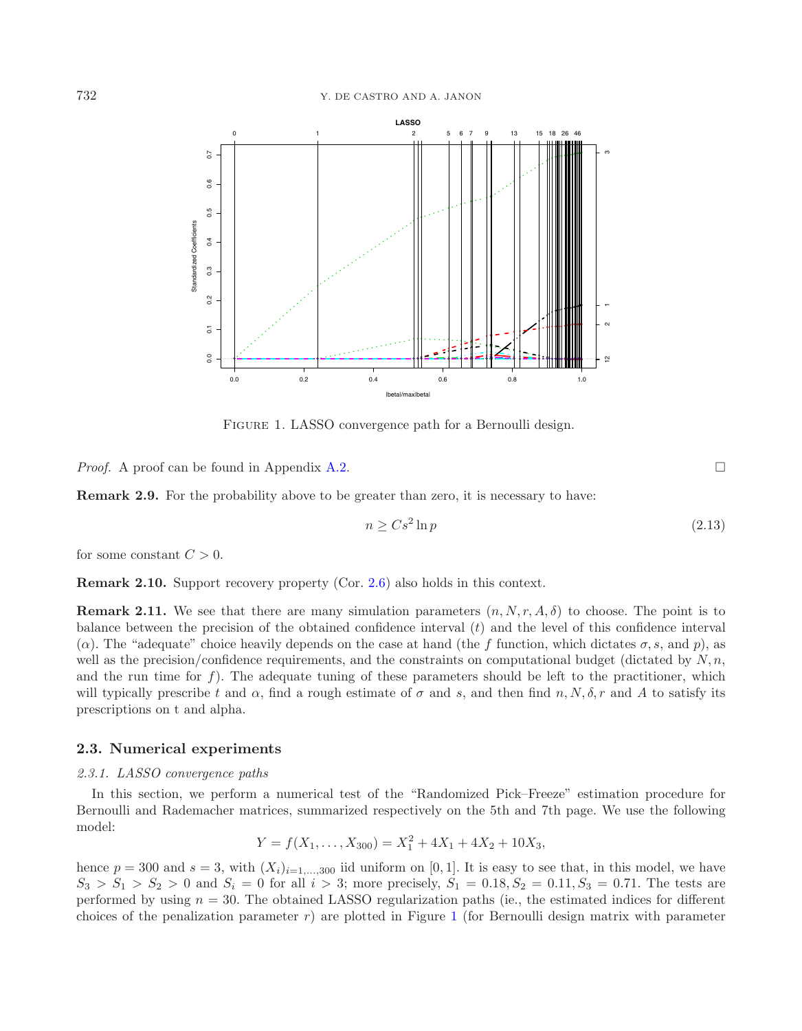FIGURE 1. LASSO convergence path for a Bernoulli design.

*Proof.* A proof can be found in Appendix A.2. □

**Remark 2.9.** For the probability above to be greater than zero, it is necessary to have:

$$n \geq Cs^2 \ln p \tag{2.13}$$

for some constant $C > 0$.

**Remark 2.10.** Support recovery property (Cor. 2.6) also holds in this context.

**Remark 2.11.** We see that there are many simulation parameters $(n, N, r, A, \delta)$ to choose. The point is to balance between the precision of the obtained confidence interval $(t)$ and the level of this confidence interval $(\alpha)$. The "adequate" choice heavily depends on the case at hand (the $f$ function, which dictates $\sigma, s$, and $p$), as well as the precision/confidence requirements, and the constraints on computational budget (dictated by $N, n$, and the run time for $f$). The adequate tuning of these parameters should be left to the practitioner, which will typically prescribe $t$ and $\alpha$, find a rough estimate of $\sigma$ and $s$, and then find $n, N, \delta, r$ and $A$ to satisfy its prescriptions on t and alpha.

### 2.3. Numerical experiments

#### *2.3.1. LASSO convergence paths*

In this section, we perform a numerical test of the "Randomized Pick–Freeze" estimation procedure for Bernoulli and Rademacher matrices, summarized respectively on the 5th and 7th page. We use the following model:

$$Y = f(X_1, \ldots, X_{300}) = X_1^2 + 4X_1 + 4X_2 + 10X_3,$$

hence $p = 300$ and $s = 3$, with $(X_i)_{i=1,\ldots,300}$ iid uniform on $[0, 1]$. It is easy to see that, in this model, we have $S_3 > S_1 > S_2 > 0$ and $S_i = 0$ for all $i > 3$; more precisely, $S_1 = 0.18, S_2 = 0.11, S_3 = 0.71$. The tests are performed by using $n = 30$. The obtained LASSO regularization paths (ie., the estimated indices for different choices of the penalization parameter $r$) are plotted in Figure 1 (for Bernoulli design matrix with parameter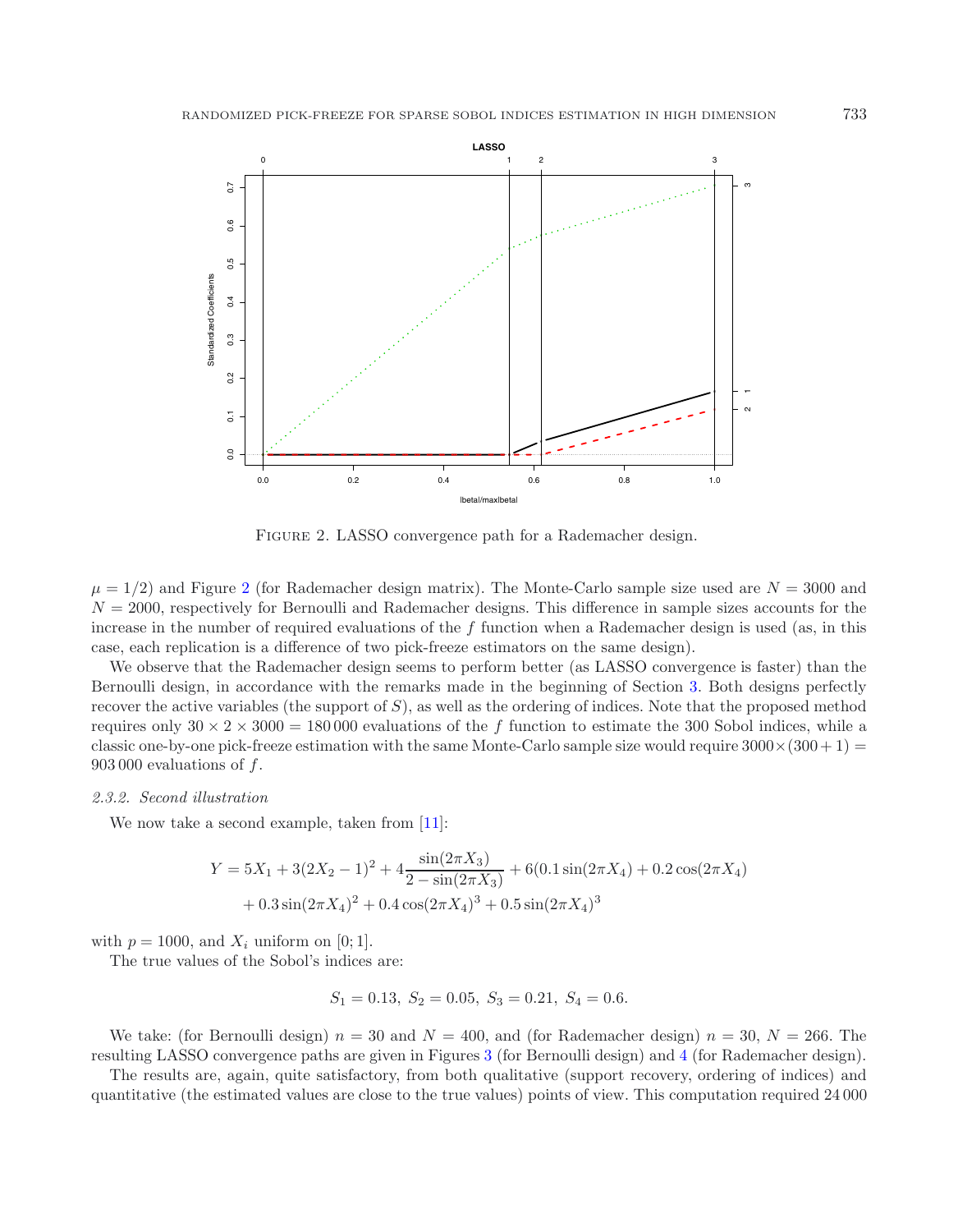FIGURE 2. LASSO convergence path for a Rademacher design.

$\mu = 1/2$) and Figure 2 (for Rademacher design matrix). The Monte-Carlo sample size used are $N = 3000$ and $N = 2000$, respectively for Bernoulli and Rademacher designs. This difference in sample sizes accounts for the increase in the number of required evaluations of the $f$ function when a Rademacher design is used (as, in this case, each replication is a difference of two pick-freeze estimators on the same design).

We observe that the Rademacher design seems to perform better (as LASSO convergence is faster) than the Bernoulli design, in accordance with the remarks made in the beginning of Section 3. Both designs perfectly recover the active variables (the support of $S$), as well as the ordering of indices. Note that the proposed method requires only $30 \times 2 \times 3000 = 180\,000$ evaluations of the $f$ function to estimate the 300 Sobol indices, while a classic one-by-one pick-freeze estimation with the same Monte-Carlo sample size would require $3000 \times (300+1) = 903\,000$ evaluations of $f$.

### *2.3.2. Second illustration*

We now take a second example, taken from [11]:

$$Y = 5X_1 + 3(2X_2 - 1)^2 + 4\frac{\sin(2\pi X_3)}{2 - \sin(2\pi X_3)} + 6(0.1\sin(2\pi X_4) + 0.2\cos(2\pi X_4)$$
$$+ 0.3\sin(2\pi X_4)^2 + 0.4\cos(2\pi X_4)^3 + 0.5\sin(2\pi X_4)^3$$

with $p = 1000$, and $X_i$ uniform on $[0;1]$.

The true values of the Sobol's indices are:

$$S_1 = 0.13,\ S_2 = 0.05,\ S_3 = 0.21,\ S_4 = 0.6.$$

We take: (for Bernoulli design) $n = 30$ and $N = 400$, and (for Rademacher design) $n = 30$, $N = 266$. The resulting LASSO convergence paths are given in Figures 3 (for Bernoulli design) and 4 (for Rademacher design).

The results are, again, quite satisfactory, from both qualitative (support recovery, ordering of indices) and quantitative (the estimated values are close to the true values) points of view. This computation required 24 000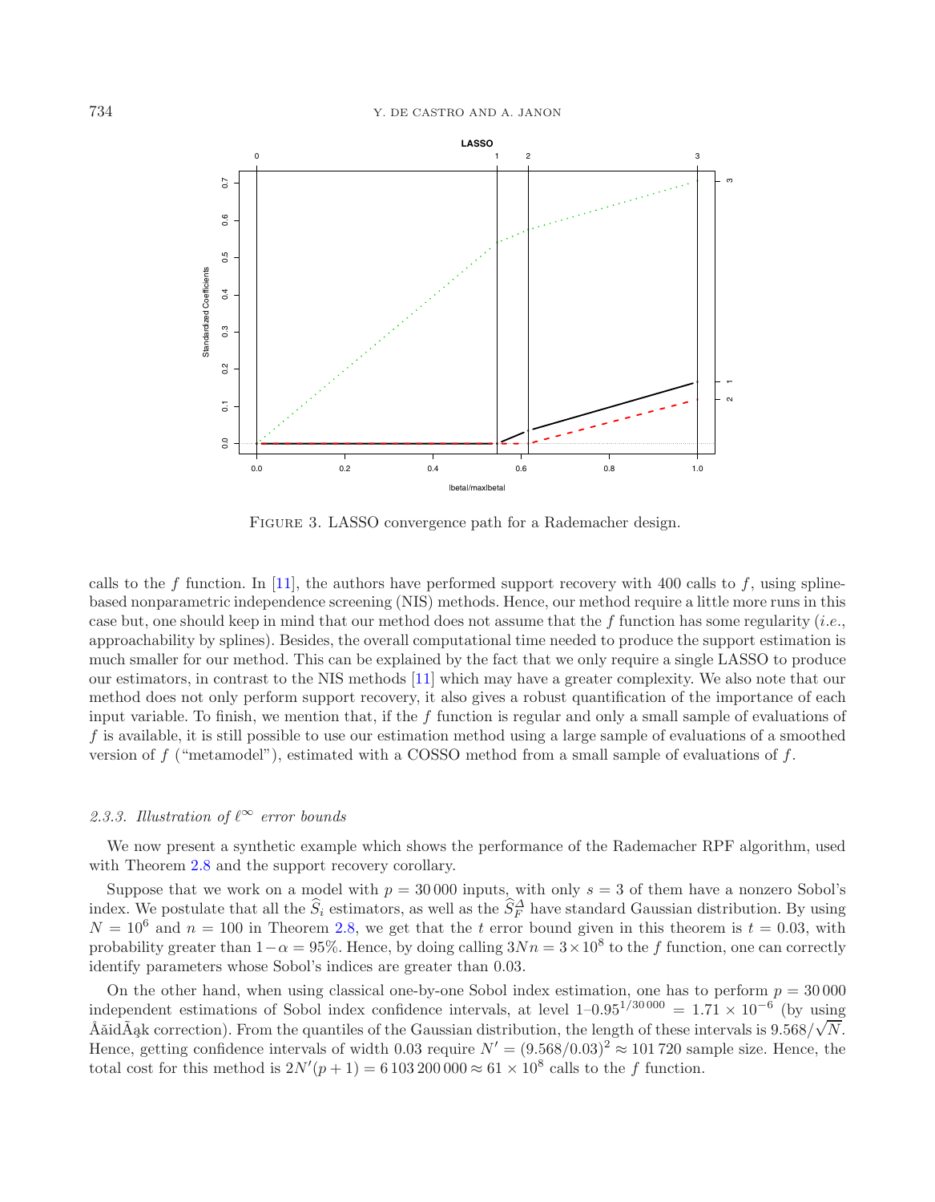FIGURE 3. LASSO convergence path for a Rademacher design.

calls to the $f$ function. In [11], the authors have performed support recovery with 400 calls to $f$, using spline-based nonparametric independence screening (NIS) methods. Hence, our method require a little more runs in this case but, one should keep in mind that our method does not assume that the $f$ function has some regularity (*i.e.*, approachability by splines). Besides, the overall computational time needed to produce the support estimation is much smaller for our method. This can be explained by the fact that we only require a single LASSO to produce our estimators, in contrast to the NIS methods [11] which may have a greater complexity. We also note that our method does not only perform support recovery, it also gives a robust quantification of the importance of each input variable. To finish, we mention that, if the $f$ function is regular and only a small sample of evaluations of $f$ is available, it is still possible to use our estimation method using a large sample of evaluations of a smoothed version of $f$ ("metamodel"), estimated with a COSSO method from a small sample of evaluations of $f$.

### 2.3.3. *Illustration of $\ell^\infty$ error bounds*

We now present a synthetic example which shows the performance of the Rademacher RPF algorithm, used with Theorem 2.8 and the support recovery corollary.

Suppose that we work on a model with $p = 30\,000$ inputs, with only $s = 3$ of them have a nonzero Sobol's index. We postulate that all the $\widehat{S}_i$ estimators, as well as the $\widehat{S}_F^{\Delta}$ have standard Gaussian distribution. By using $N = 10^6$ and $n = 100$ in Theorem 2.8, we get that the $t$ error bound given in this theorem is $t = 0.03$, with probability greater than $1-\alpha = 95\%$. Hence, by doing calling $3Nn = 3\times 10^8$ to the $f$ function, one can correctly identify parameters whose Sobol's indices are greater than 0.03.

On the other hand, when using classical one-by-one Sobol index estimation, one has to perform $p = 30\,000$ independent estimations of Sobol index confidence intervals, at level $1–0.95^{1/30\,000} = 1.71 \times 10^{-6}$ (by using ÅăidÃąk correction). From the quantiles of the Gaussian distribution, the length of these intervals is $9.568/\sqrt{N}$. Hence, getting confidence intervals of width 0.03 require $N' = (9.568/0.03)^2 \approx 101\,720$ sample size. Hence, the total cost for this method is $2N'(p+1) = 6\,103\,200\,000 \approx 61 \times 10^8$ calls to the $f$ function.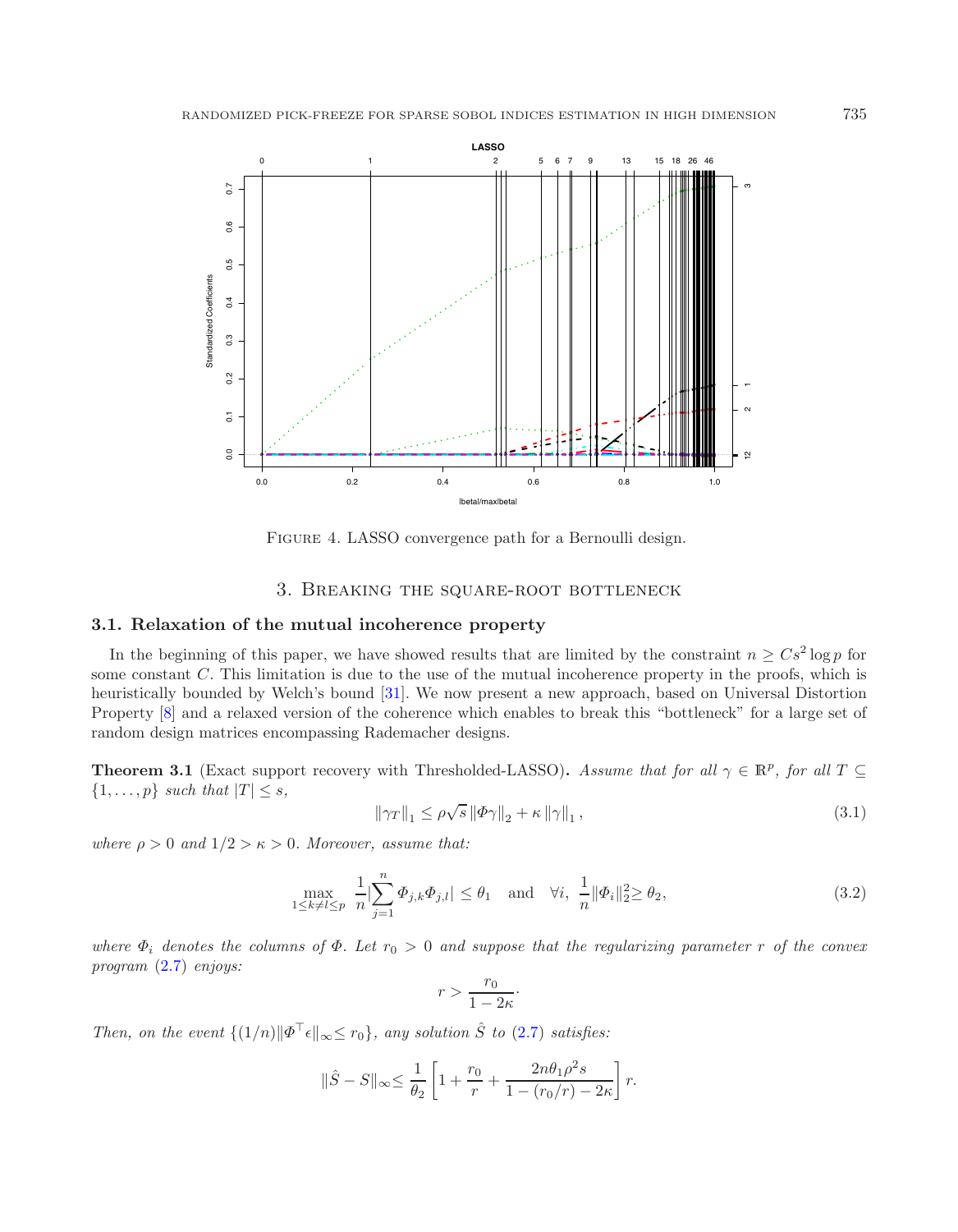Figure 4. LASSO convergence path for a Bernoulli design.

## 3. Breaking the square-root bottleneck

### 3.1. Relaxation of the mutual incoherence property

In the beginning of this paper, we have showed results that are limited by the constraint $n \geq Cs^2 \log p$ for some constant $C$. This limitation is due to the use of the mutual incoherence property in the proofs, which is heuristically bounded by Welch's bound [31]. We now present a new approach, based on Universal Distortion Property [8] and a relaxed version of the coherence which enables to break this "bottleneck" for a large set of random design matrices encompassing Rademacher designs.

**Theorem 3.1** (Exact support recovery with Thresholded-LASSO)**.** *Assume that for all $\gamma \in \mathbb{R}^p$, for all $T \subseteq \{1, \ldots, p\}$ such that $|T| \leq s$,*

$$\|\gamma_T\|_1 \leq \rho\sqrt{s}\,\|\Phi\gamma\|_2 + \kappa\,\|\gamma\|_1\,, \tag{3.1}$$

*where $\rho > 0$ and $1/2 > \kappa > 0$. Moreover, assume that:*

$$\max_{1\leq k\neq l\leq p}\ \frac{1}{n}\Big|\sum_{j=1}^{n}\Phi_{j,k}\Phi_{j,l}\Big| \leq \theta_1 \quad \text{and} \quad \forall i,\ \frac{1}{n}\|\Phi_i\|_2^2 \geq \theta_2, \tag{3.2}$$

*where $\Phi_i$ denotes the columns of $\Phi$. Let $r_0 > 0$ and suppose that the regularizing parameter $r$ of the convex program (2.7) enjoys:*

$$r > \frac{r_0}{1-2\kappa}\cdot$$

*Then, on the event $\{(1/n)\|\Phi^\top\epsilon\|_\infty \leq r_0\}$, any solution $\hat{S}$ to (2.7) satisfies:*

$$\|\hat{S} - S\|_\infty \leq \frac{1}{\theta_2}\left[1 + \frac{r_0}{r} + \frac{2n\theta_1\rho^2 s}{1-(r_0/r)-2\kappa}\right] r.$$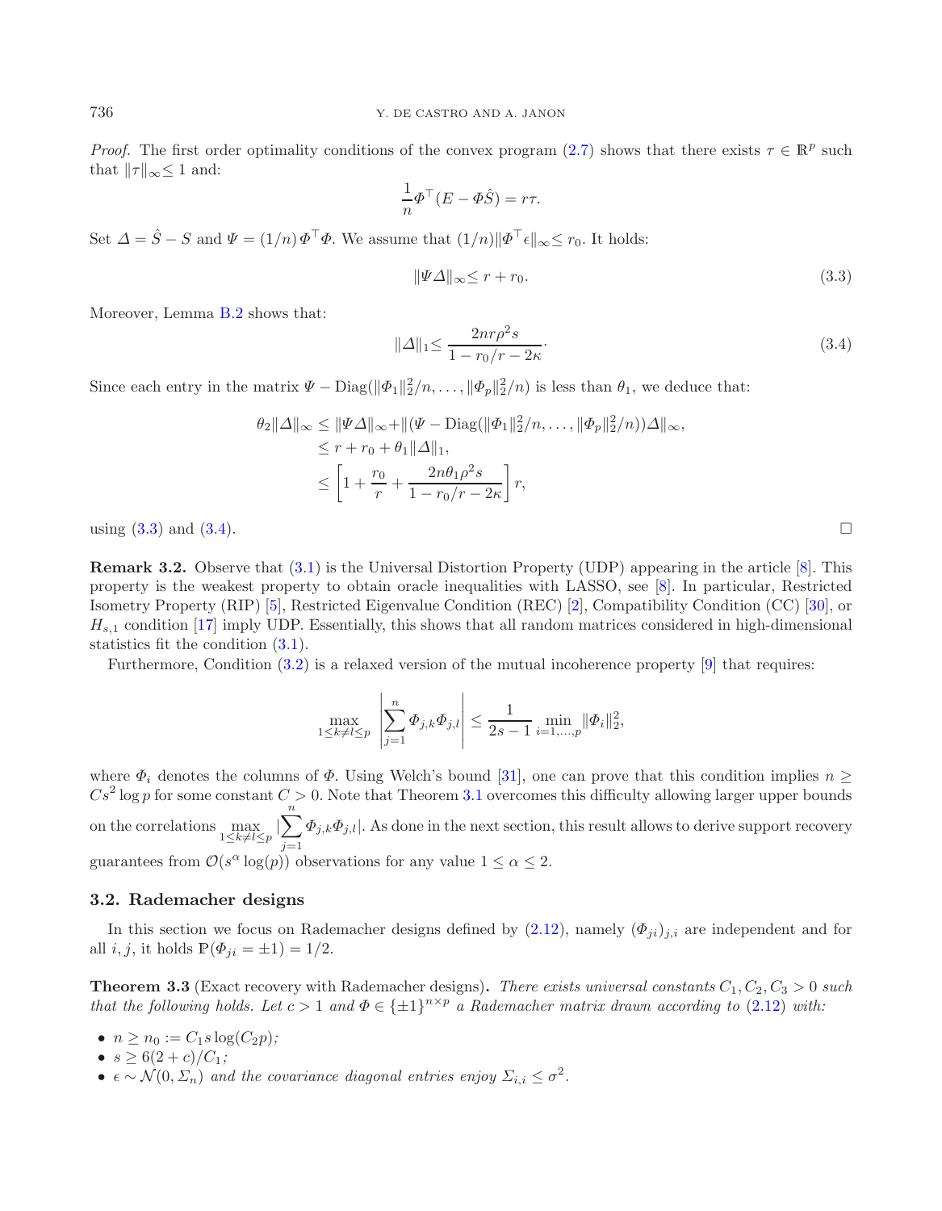*Proof.* The first order optimality conditions of the convex program (2.7) shows that there exists $\tau \in \mathbb{R}^p$ such that $\|\tau\|_\infty \leq 1$ and:

$$\frac{1}{n}\Phi^\top(E - \Phi\hat{S}) = r\tau.$$

Set $\Delta = \hat{S} - S$ and $\Psi = (1/n)\,\Phi^\top\Phi$. We assume that $(1/n)\|\Phi^\top\epsilon\|_\infty \leq r_0$. It holds:

$$\|\Psi\Delta\|_\infty \leq r + r_0. \tag{3.3}$$

Moreover, Lemma B.2 shows that:

$$\|\Delta\|_1 \leq \frac{2nr\rho^2 s}{1 - r_0/r - 2\kappa}. \tag{3.4}$$

Since each entry in the matrix $\Psi - \mathrm{Diag}(\|\Phi_1\|_2^2/n, \ldots, \|\Phi_p\|_2^2/n)$ is less than $\theta_1$, we deduce that:

$$\begin{aligned}
\theta_2\|\Delta\|_\infty &\leq \|\Psi\Delta\|_\infty + \|(\Psi - \mathrm{Diag}(\|\Phi_1\|_2^2/n, \ldots, \|\Phi_p\|_2^2/n))\Delta\|_\infty, \\
&\leq r + r_0 + \theta_1\|\Delta\|_1, \\
&\leq \left[1 + \frac{r_0}{r} + \frac{2n\theta_1\rho^2 s}{1 - r_0/r - 2\kappa}\right] r,
\end{aligned}$$

using (3.3) and (3.4). □

**Remark 3.2.** Observe that (3.1) is the Universal Distortion Property (UDP) appearing in the article [8]. This property is the weakest property to obtain oracle inequalities with LASSO, see [8]. In particular, Restricted Isometry Property (RIP) [5], Restricted Eigenvalue Condition (REC) [2], Compatibility Condition (CC) [30], or $H_{s,1}$ condition [17] imply UDP. Essentially, this shows that all random matrices considered in high-dimensional statistics fit the condition (3.1).

Furthermore, Condition (3.2) is a relaxed version of the mutual incoherence property [9] that requires:

$$\max_{1\leq k\neq l\leq p}\left|\sum_{j=1}^n \Phi_{j,k}\Phi_{j,l}\right| \leq \frac{1}{2s-1}\min_{i=1,\ldots,p}\|\Phi_i\|_2^2,$$

where $\Phi_i$ denotes the columns of $\Phi$. Using Welch's bound [31], one can prove that this condition implies $n \geq Cs^2\log p$ for some constant $C > 0$. Note that Theorem 3.1 overcomes this difficulty allowing larger upper bounds on the correlations $\max_{1\leq k\neq l\leq p}|\sum_{j=1}^n \Phi_{j,k}\Phi_{j,l}|$. As done in the next section, this result allows to derive support recovery guarantees from $\mathcal{O}(s^\alpha\log(p))$ observations for any value $1 \leq \alpha \leq 2$.

### 3.2. Rademacher designs

In this section we focus on Rademacher designs defined by (2.12), namely $(\Phi_{ji})_{j,i}$ are independent and for all $i, j$, it holds $\mathbb{P}(\Phi_{ji} = \pm 1) = 1/2$.

**Theorem 3.3** (Exact recovery with Rademacher designs)**.** *There exists universal constants $C_1, C_2, C_3 > 0$ such that the following holds. Let $c > 1$ and $\Phi \in \{\pm 1\}^{n\times p}$ a Rademacher matrix drawn according to (2.12) with:*

- *$n \geq n_0 := C_1 s\log(C_2 p)$;*
- *$s \geq 6(2 + c)/C_1$;*
- *$\epsilon \sim \mathcal{N}(0, \Sigma_n)$ and the covariance diagonal entries enjoy $\Sigma_{i,i} \leq \sigma^2$.*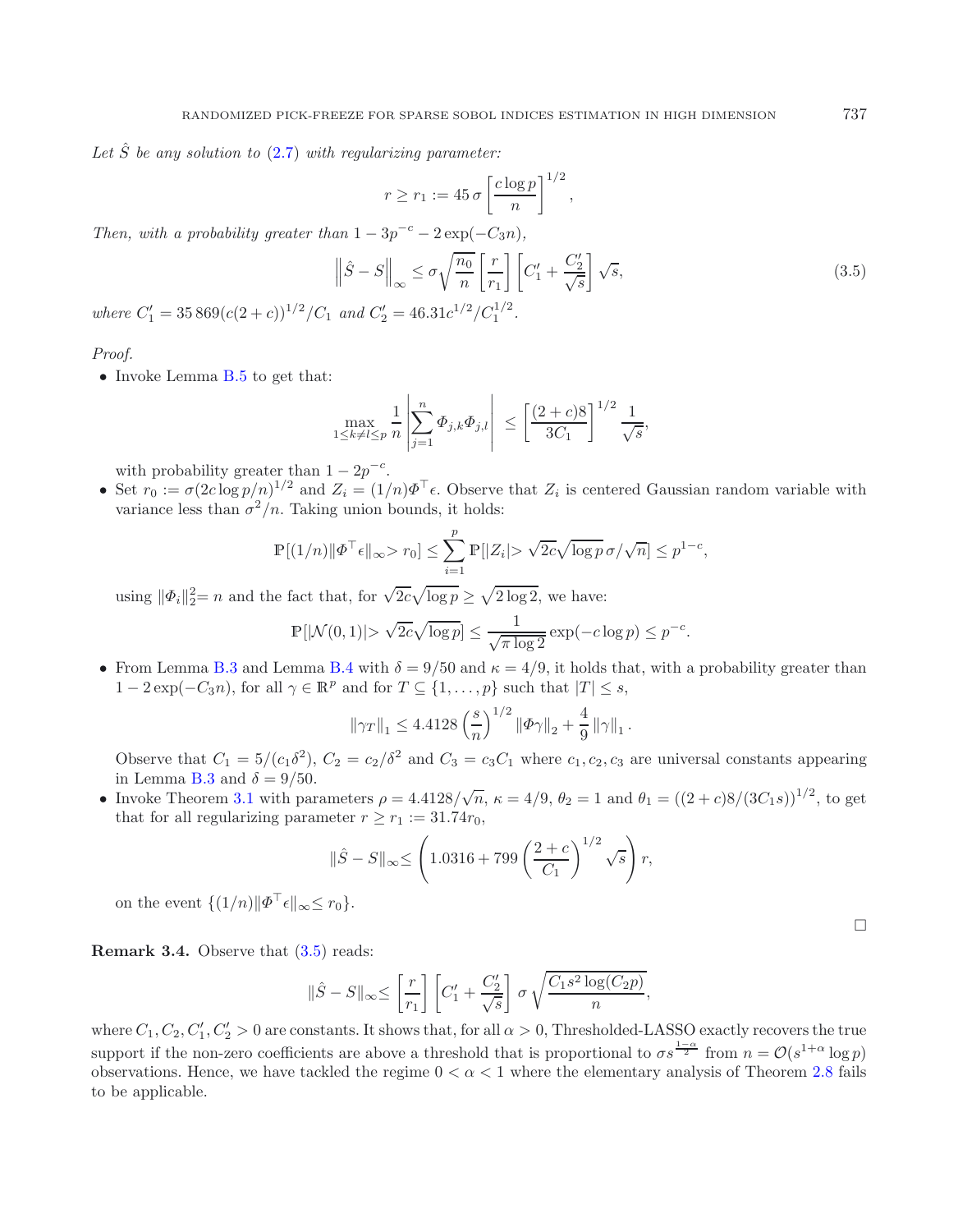*Let $\hat{S}$ be any solution to (2.7) with regularizing parameter:*

$$r \geq r_1 := 45\,\sigma \left[\frac{c \log p}{n}\right]^{1/2},$$

*Then, with a probability greater than $1 - 3p^{-c} - 2\exp(-C_3 n)$,*

$$\left\|\hat{S} - S\right\|_\infty \leq \sigma \sqrt{\frac{n_0}{n}} \left[\frac{r}{r_1}\right] \left[C_1' + \frac{C_2'}{\sqrt{s}}\right] \sqrt{s}, \tag{3.5}$$

*where $C_1' = 35\,869(c(2+c))^{1/2}/C_1$ and $C_2' = 46.31c^{1/2}/C_1^{1/2}$.*

*Proof.*

- Invoke Lemma B.5 to get that:

$$\max_{1 \leq k \neq l \leq p} \frac{1}{n} \left|\sum_{j=1}^{n} \Phi_{j,k}\Phi_{j,l}\right| \leq \left[\frac{(2+c)8}{3C_1}\right]^{1/2} \frac{1}{\sqrt{s}},$$

  with probability greater than $1 - 2p^{-c}$.

- Set $r_0 := \sigma(2c\log p/n)^{1/2}$ and $Z_i = (1/n)\Phi^\top \epsilon$. Observe that $Z_i$ is centered Gaussian random variable with variance less than $\sigma^2/n$. Taking union bounds, it holds:

$$\mathbb{P}[(1/n)\|\Phi^\top \epsilon\|_\infty > r_0] \leq \sum_{i=1}^{p} \mathbb{P}[|Z_i| > \sqrt{2c}\sqrt{\log p}\,\sigma/\sqrt{n}] \leq p^{1-c},$$

  using $\|\Phi_i\|_2^2 = n$ and the fact that, for $\sqrt{2c}\sqrt{\log p} \geq \sqrt{2\log 2}$, we have:

$$\mathbb{P}[|\mathcal{N}(0,1)| > \sqrt{2c}\sqrt{\log p}] \leq \frac{1}{\sqrt{\pi \log 2}} \exp(-c\log p) \leq p^{-c}.$$

- From Lemma B.3 and Lemma B.4 with $\delta = 9/50$ and $\kappa = 4/9$, it holds that, with a probability greater than $1 - 2\exp(-C_3 n)$, for all $\gamma \in \mathbb{R}^p$ and for $T \subseteq \{1, \ldots, p\}$ such that $|T| \leq s$,

$$\|\gamma_T\|_1 \leq 4.4128 \left(\frac{s}{n}\right)^{1/2} \|\Phi\gamma\|_2 + \frac{4}{9}\|\gamma\|_1.$$

  Observe that $C_1 = 5/(c_1\delta^2)$, $C_2 = c_2/\delta^2$ and $C_3 = c_3 C_1$ where $c_1, c_2, c_3$ are universal constants appearing in Lemma B.3 and $\delta = 9/50$.

- Invoke Theorem 3.1 with parameters $\rho = 4.4128/\sqrt{n}$, $\kappa = 4/9$, $\theta_2 = 1$ and $\theta_1 = ((2+c)8/(3C_1 s))^{1/2}$, to get that for all regularizing parameter $r \geq r_1 := 31.74 r_0$,

$$\|\hat{S} - S\|_\infty \leq \left(1.0316 + 799\left(\frac{2+c}{C_1}\right)^{1/2}\sqrt{s}\right) r,$$

  on the event $\{(1/n)\|\Phi^\top \epsilon\|_\infty \leq r_0\}$.

□

**Remark 3.4.** Observe that (3.5) reads:

$$\|\hat{S} - S\|_\infty \leq \left[\frac{r}{r_1}\right] \left[C_1' + \frac{C_2'}{\sqrt{s}}\right] \sigma \sqrt{\frac{C_1 s^2 \log(C_2 p)}{n}},$$

where $C_1, C_2, C_1', C_2' > 0$ are constants. It shows that, for all $\alpha > 0$, Thresholded-LASSO exactly recovers the true support if the non-zero coefficients are above a threshold that is proportional to $\sigma s^{\frac{1-\alpha}{2}}$ from $n = \mathcal{O}(s^{1+\alpha}\log p)$ observations. Hence, we have tackled the regime $0 < \alpha < 1$ where the elementary analysis of Theorem 2.8 fails to be applicable.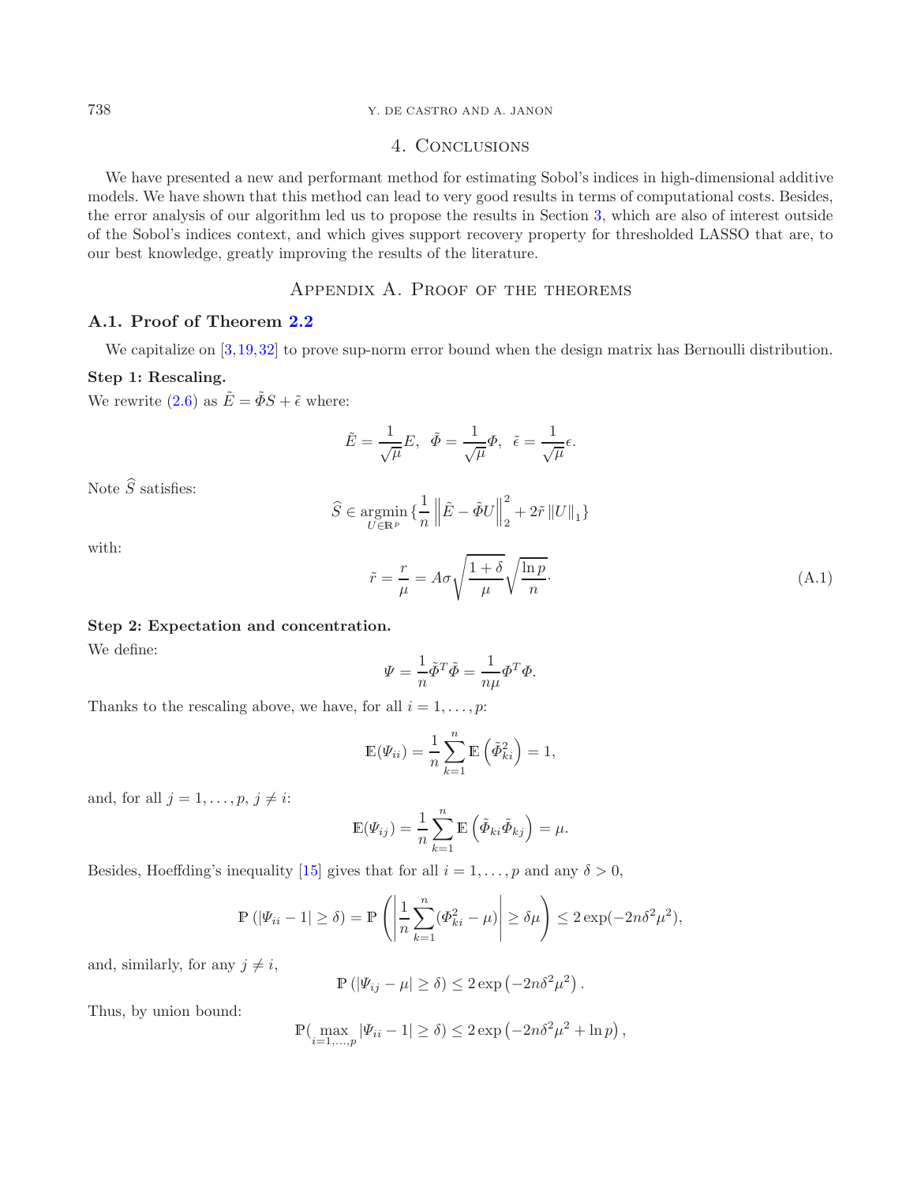## 4. Conclusions

We have presented a new and performant method for estimating Sobol's indices in high-dimensional additive models. We have shown that this method can lead to very good results in terms of computational costs. Besides, the error analysis of our algorithm led us to propose the results in Section 3, which are also of interest outside of the Sobol's indices context, and which gives support recovery property for thresholded LASSO that are, to our best knowledge, greatly improving the results of the literature.

## Appendix A. Proof of the theorems

### A.1. Proof of Theorem 2.2

We capitalize on [3,19,32] to prove sup-norm error bound when the design matrix has Bernoulli distribution.

**Step 1: Rescaling.**

We rewrite (2.6) as $\tilde{E} = \tilde{\Phi} S + \tilde{\epsilon}$ where:

$$\tilde{E} = \frac{1}{\sqrt{\mu}} E, \quad \tilde{\Phi} = \frac{1}{\sqrt{\mu}} \Phi, \quad \tilde{\epsilon} = \frac{1}{\sqrt{\mu}} \epsilon.$$

Note $\widehat{S}$ satisfies:

$$\widehat{S} \in \operatorname*{argmin}_{U \in \mathbb{R}^p} \{ \frac{1}{n} \left\| \tilde{E} - \tilde{\Phi} U \right\|_2^2 + 2\tilde{r} \left\| U \right\|_1 \}$$

with:

$$\tilde{r} = \frac{r}{\mu} = A\sigma \sqrt{\frac{1+\delta}{\mu}} \sqrt{\frac{\ln p}{n}} \cdot \tag{A.1}$$

**Step 2: Expectation and concentration.**

We define:

$$\Psi = \frac{1}{n} \tilde{\Phi}^T \tilde{\Phi} = \frac{1}{n\mu} \Phi^T \Phi.$$

Thanks to the rescaling above, we have, for all $i = 1, \ldots, p$:

$$\mathbb{E}(\Psi_{ii}) = \frac{1}{n} \sum_{k=1}^{n} \mathbb{E}\left(\tilde{\Phi}_{ki}^2\right) = 1,$$

and, for all $j = 1, \ldots, p$, $j \neq i$:

$$\mathbb{E}(\Psi_{ij}) = \frac{1}{n} \sum_{k=1}^{n} \mathbb{E}\left(\tilde{\Phi}_{ki} \tilde{\Phi}_{kj}\right) = \mu.$$

Besides, Hoeffding's inequality [15] gives that for all $i = 1, \ldots, p$ and any $\delta > 0$,

$$\mathbb{P}\left(|\Psi_{ii} - 1| \geq \delta\right) = \mathbb{P}\left(\left|\frac{1}{n} \sum_{k=1}^{n} (\Phi_{ki}^2 - \mu)\right| \geq \delta\mu\right) \leq 2\exp(-2n\delta^2\mu^2),$$

and, similarly, for any $j \neq i$,

$$\mathbb{P}\left(|\Psi_{ij} - \mu| \geq \delta\right) \leq 2\exp\left(-2n\delta^2\mu^2\right).$$

Thus, by union bound:

$$\mathbb{P}(\max_{i=1,\ldots,p} |\Psi_{ii} - 1| \geq \delta) \leq 2\exp\left(-2n\delta^2\mu^2 + \ln p\right),$$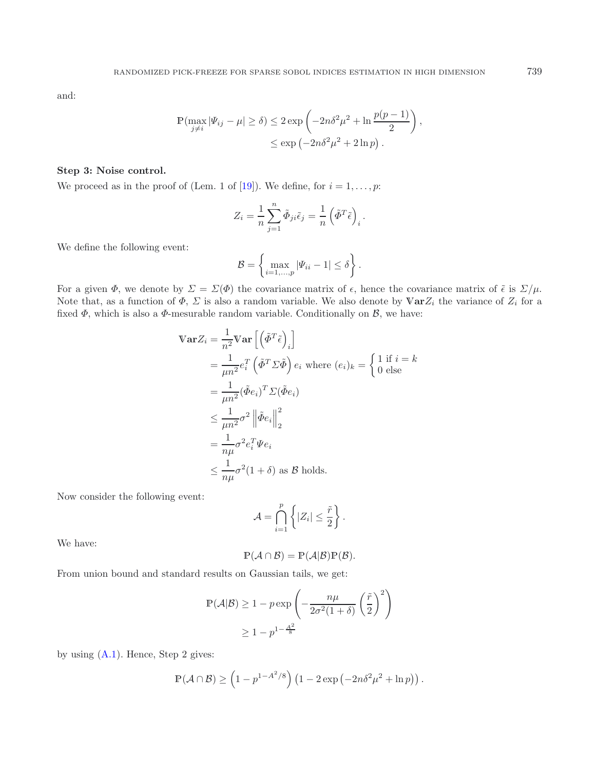and:

$$\mathbb{P}(\max_{j\neq i}|\Psi_{ij}-\mu|\geq\delta)\leq 2\exp\left(-2n\delta^2\mu^2+\ln\frac{p(p-1)}{2}\right),$$
$$\leq\exp\left(-2n\delta^2\mu^2+2\ln p\right).$$

**Step 3: Noise control.**

We proceed as in the proof of (Lem. 1 of [19]). We define, for $i=1,\dots,p$:

$$Z_i=\frac{1}{n}\sum_{j=1}^{n}\tilde{\Phi}_{ji}\tilde{\epsilon}_j=\frac{1}{n}\left(\tilde{\Phi}^T\tilde{\epsilon}\right)_i.$$

We define the following event:

$$\mathcal{B}=\left\{\max_{i=1,\dots,p}|\Psi_{ii}-1|\leq\delta\right\}.$$

For a given $\Phi$, we denote by $\Sigma=\Sigma(\Phi)$ the covariance matrix of $\epsilon$, hence the covariance matrix of $\tilde{\epsilon}$ is $\Sigma/\mu$. Note that, as a function of $\Phi$, $\Sigma$ is also a random variable. We also denote by $\mathbb{V}\mathbf{ar}Z_i$ the variance of $Z_i$ for a fixed $\Phi$, which is also a $\Phi$-mesurable random variable. Conditionally on $\mathcal{B}$, we have:

$$\begin{aligned}
\mathbb{V}\mathbf{ar}Z_i&=\frac{1}{n^2}\mathbb{V}\mathbf{ar}\left[\left(\tilde{\Phi}^T\tilde{\epsilon}\right)_i\right]\\
&=\frac{1}{\mu n^2}e_i^T\left(\tilde{\Phi}^T\Sigma\tilde{\Phi}\right)e_i \text{ where } (e_i)_k=\begin{cases}1 \text{ if } i=k\\ 0 \text{ else}\end{cases}\\
&=\frac{1}{\mu n^2}(\tilde{\Phi}e_i)^T\Sigma(\tilde{\Phi}e_i)\\
&\leq\frac{1}{\mu n^2}\sigma^2\left\|\tilde{\Phi}e_i\right\|_2^2\\
&=\frac{1}{n\mu}\sigma^2e_i^T\Psi e_i\\
&\leq\frac{1}{n\mu}\sigma^2(1+\delta) \text{ as } \mathcal{B} \text{ holds.}
\end{aligned}$$

Now consider the following event:

$$\mathcal{A}=\bigcap_{i=1}^{p}\left\{|Z_i|\leq\frac{\tilde{r}}{2}\right\}.$$

We have:

$$\mathbb{P}(\mathcal{A}\cap\mathcal{B})=\mathbb{P}(\mathcal{A}|\mathcal{B})\mathbb{P}(\mathcal{B}).$$

From union bound and standard results on Gaussian tails, we get:

$$\mathbb{P}(\mathcal{A}|\mathcal{B})\geq 1-p\exp\left(-\frac{n\mu}{2\sigma^2(1+\delta)}\left(\frac{\tilde{r}}{2}\right)^2\right)$$
$$\geq 1-p^{1-\frac{A^2}{8}}$$

by using (A.1). Hence, Step 2 gives:

$$\mathbb{P}(\mathcal{A}\cap\mathcal{B})\geq\left(1-p^{1-A^2/8}\right)\left(1-2\exp\left(-2n\delta^2\mu^2+\ln p\right)\right).$$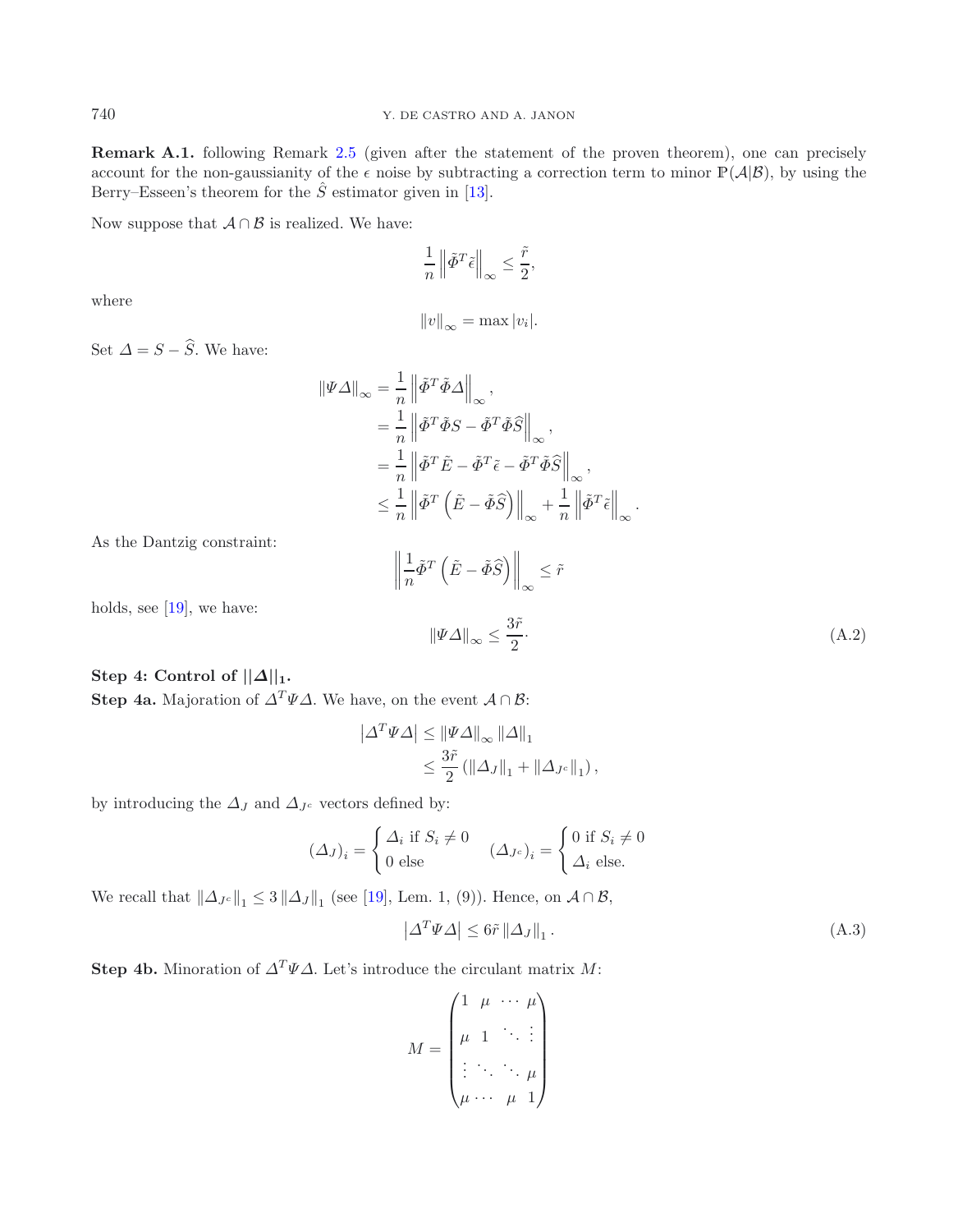**Remark A.1.** following Remark 2.5 (given after the statement of the proven theorem), one can precisely account for the non-gaussianity of the $\epsilon$ noise by subtracting a correction term to minor $\mathbb{P}(\mathcal{A}|\mathcal{B})$, by using the Berry–Esseen's theorem for the $\hat{S}$ estimator given in [13].

Now suppose that $\mathcal{A} \cap \mathcal{B}$ is realized. We have:

$$\frac{1}{n}\left\|\tilde{\Phi}^T \tilde{\epsilon}\right\|_\infty \leq \frac{\tilde{r}}{2},$$

where

$$\|v\|_\infty = \max |v_i|.$$

Set $\Delta = S - \widehat{S}$. We have:

$$\begin{aligned}
\|\Psi \Delta\|_\infty &= \frac{1}{n}\left\|\tilde{\Phi}^T \tilde{\Phi} \Delta\right\|_\infty, \\
&= \frac{1}{n}\left\|\tilde{\Phi}^T \tilde{\Phi} S - \tilde{\Phi}^T \tilde{\Phi} \widehat{S}\right\|_\infty, \\
&= \frac{1}{n}\left\|\tilde{\Phi}^T \tilde{E} - \tilde{\Phi}^T \tilde{\epsilon} - \tilde{\Phi}^T \tilde{\Phi} \widehat{S}\right\|_\infty, \\
&\leq \frac{1}{n}\left\|\tilde{\Phi}^T \left(\tilde{E} - \tilde{\Phi}\widehat{S}\right)\right\|_\infty + \frac{1}{n}\left\|\tilde{\Phi}^T \tilde{\epsilon}\right\|_\infty.
\end{aligned}$$

As the Dantzig constraint:

$$\left\|\frac{1}{n}\tilde{\Phi}^T \left(\tilde{E} - \tilde{\Phi}\widehat{S}\right)\right\|_\infty \leq \tilde{r}$$

holds, see [19], we have:

$$\|\Psi \Delta\|_\infty \leq \frac{3\tilde{r}}{2}. \tag{A.2}$$

**Step 4: Control of $||\Delta||_1$.**

**Step 4a.** Majoration of $\Delta^T \Psi \Delta$. We have, on the event $\mathcal{A} \cap \mathcal{B}$:

$$\begin{aligned}
\left|\Delta^T \Psi \Delta\right| &\leq \|\Psi \Delta\|_\infty \|\Delta\|_1 \\
&\leq \frac{3\tilde{r}}{2}\left(\|\Delta_J\|_1 + \|\Delta_{J^c}\|_1\right),
\end{aligned}$$

by introducing the $\Delta_J$ and $\Delta_{J^c}$ vectors defined by:

$$(\Delta_J)_i = \begin{cases} \Delta_i \text{ if } S_i \neq 0 \\ 0 \text{ else} \end{cases} \qquad (\Delta_{J^c})_i = \begin{cases} 0 \text{ if } S_i \neq 0 \\ \Delta_i \text{ else.} \end{cases}$$

We recall that $\|\Delta_{J^c}\|_1 \leq 3\|\Delta_J\|_1$ (see [19], Lem. 1, (9)). Hence, on $\mathcal{A} \cap \mathcal{B}$,

$$\left|\Delta^T \Psi \Delta\right| \leq 6\tilde{r}\|\Delta_J\|_1. \tag{A.3}$$

**Step 4b.** Minoration of $\Delta^T \Psi \Delta$. Let's introduce the circulant matrix $M$:

$$M = \begin{pmatrix} 1 & \mu & \cdots & \mu \\ \mu & 1 & \ddots & \vdots \\ \vdots & \ddots & \ddots & \mu \\ \mu & \cdots & \mu & 1 \end{pmatrix}$$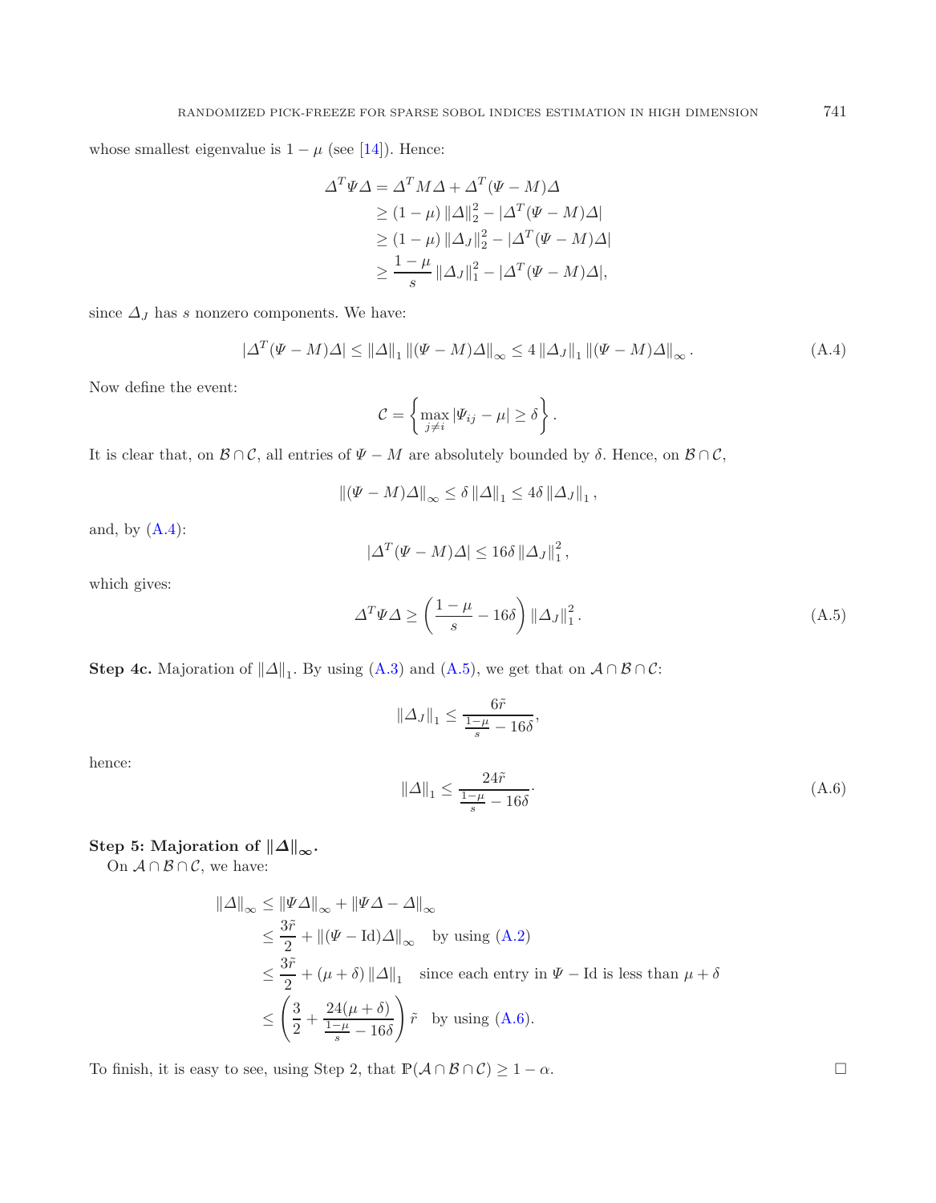whose smallest eigenvalue is $1-\mu$ (see [14]). Hence:

$$
\begin{aligned}
\Delta^T \Psi \Delta &= \Delta^T M \Delta + \Delta^T (\Psi - M)\Delta \\
&\geq (1-\mu) \|\Delta\|_2^2 - |\Delta^T(\Psi - M)\Delta| \\
&\geq (1-\mu) \|\Delta_J\|_2^2 - |\Delta^T(\Psi - M)\Delta| \\
&\geq \frac{1-\mu}{s} \|\Delta_J\|_1^2 - |\Delta^T(\Psi - M)\Delta|,
\end{aligned}
$$

since $\Delta_J$ has $s$ nonzero components. We have:

$$
|\Delta^T(\Psi - M)\Delta| \leq \|\Delta\|_1 \|(\Psi - M)\Delta\|_\infty \leq 4 \|\Delta_J\|_1 \|(\Psi - M)\Delta\|_\infty . \tag{A.4}
$$

Now define the event:

$$
\mathcal{C} = \left\{ \max_{j \neq i} |\Psi_{ij} - \mu| \geq \delta \right\}.
$$

It is clear that, on $\mathcal{B} \cap \mathcal{C}$, all entries of $\Psi - M$ are absolutely bounded by $\delta$. Hence, on $\mathcal{B} \cap \mathcal{C}$,

$$
\|(\Psi - M)\Delta\|_\infty \leq \delta \|\Delta\|_1 \leq 4\delta \|\Delta_J\|_1 ,
$$

and, by (A.4):

$$
|\Delta^T(\Psi - M)\Delta| \leq 16\delta \|\Delta_J\|_1^2 ,
$$

which gives:

$$
\Delta^T \Psi \Delta \geq \left( \frac{1-\mu}{s} - 16\delta \right) \|\Delta_J\|_1^2 . \tag{A.5}
$$

**Step 4c.** Majoration of $\|\Delta\|_1$. By using (A.3) and (A.5), we get that on $\mathcal{A} \cap \mathcal{B} \cap \mathcal{C}$:

$$
\|\Delta_J\|_1 \leq \frac{6\tilde{r}}{\frac{1-\mu}{s} - 16\delta},
$$

hence:

$$
\|\Delta\|_1 \leq \frac{24\tilde{r}}{\frac{1-\mu}{s} - 16\delta}. \tag{A.6}
$$

**Step 5: Majoration of $\|\Delta\|_\infty$.**

On $\mathcal{A} \cap \mathcal{B} \cap \mathcal{C}$, we have:

$$
\begin{aligned}
\|\Delta\|_\infty &\leq \|\Psi\Delta\|_\infty + \|\Psi\Delta - \Delta\|_\infty \\
&\leq \frac{3\tilde{r}}{2} + \|(\Psi - \mathrm{Id})\Delta\|_\infty \quad \text{by using (A.2)} \\
&\leq \frac{3\tilde{r}}{2} + (\mu + \delta) \|\Delta\|_1 \quad \text{since each entry in } \Psi - \mathrm{Id} \text{ is less than } \mu + \delta \\
&\leq \left( \frac{3}{2} + \frac{24(\mu+\delta)}{\frac{1-\mu}{s} - 16\delta} \right) \tilde{r} \quad \text{by using (A.6).}
\end{aligned}
$$

To finish, it is easy to see, using Step 2, that $\mathbb{P}(\mathcal{A} \cap \mathcal{B} \cap \mathcal{C}) \geq 1 - \alpha$. □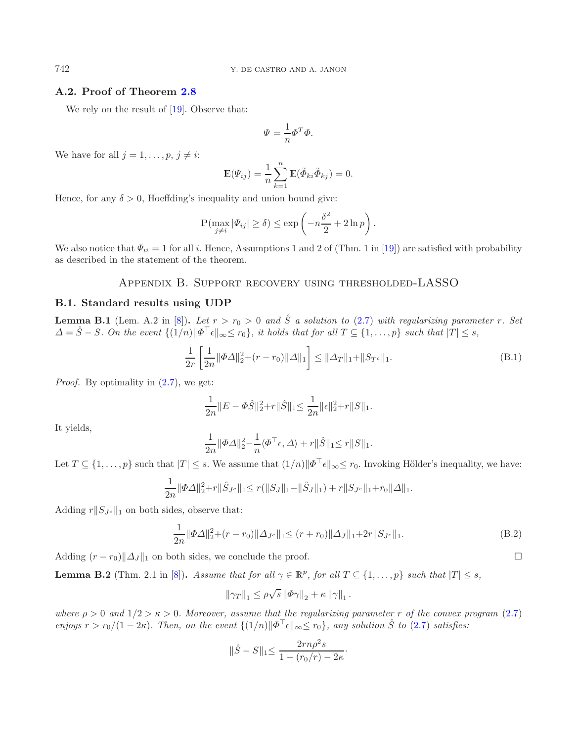### A.2. Proof of Theorem 2.8

We rely on the result of [19]. Observe that:

$$\Psi = \frac{1}{n}\Phi^T\Phi.$$

We have for all $j = 1, \ldots, p$, $j \neq i$:

$$\mathbb{E}(\Psi_{ij}) = \frac{1}{n}\sum_{k=1}^{n}\mathbb{E}(\tilde{\Phi}_{ki}\tilde{\Phi}_{kj}) = 0.$$

Hence, for any $\delta > 0$, Hoeffding's inequality and union bound give:

$$\mathbb{P}(\max_{j\neq i}|\Psi_{ij}| \geq \delta) \leq \exp\left(-n\frac{\delta^2}{2} + 2\ln p\right).$$

We also notice that $\Psi_{ii} = 1$ for all $i$. Hence, Assumptions 1 and 2 of (Thm. 1 in [19]) are satisfied with probability as described in the statement of the theorem.

## Appendix B. Support recovery using thresholded-LASSO

### B.1. Standard results using UDP

**Lemma B.1** (Lem. A.2 in [8]). *Let $r > r_0 > 0$ and $\hat{S}$ a solution to (2.7) with regularizing parameter $r$. Set $\Delta = \hat{S} - S$. On the event $\{(1/n)\|\Phi^\top\epsilon\|_\infty \leq r_0\}$, it holds that for all $T \subseteq \{1, \ldots, p\}$ such that $|T| \leq s$,*

$$\frac{1}{2r}\left[\frac{1}{2n}\|\Phi\Delta\|_2^2 + (r - r_0)\|\Delta\|_1\right] \leq \|\Delta_T\|_1 + \|S_{T^c}\|_1. \tag{B.1}$$

*Proof.* By optimality in (2.7), we get:

$$\frac{1}{2n}\|E - \Phi\hat{S}\|_2^2 + r\|\hat{S}\|_1 \leq \frac{1}{2n}\|\epsilon\|_2^2 + r\|S\|_1.$$

It yields,

$$\frac{1}{2n}\|\Phi\Delta\|_2^2 - \frac{1}{n}\langle\Phi^\top\epsilon, \Delta\rangle + r\|\hat{S}\|_1 \leq r\|S\|_1.$$

Let $T \subseteq \{1, \ldots, p\}$ such that $|T| \leq s$. We assume that $(1/n)\|\Phi^\top\epsilon\|_\infty \leq r_0$. Invoking Hölder's inequality, we have:

$$\frac{1}{2n}\|\Phi\Delta\|_2^2 + r\|\hat{S}_{J^c}\|_1 \leq r(\|S_J\|_1 - \|\hat{S}_J\|_1) + r\|S_{J^c}\|_1 + r_0\|\Delta\|_1.$$

Adding $r\|S_{J^c}\|_1$ on both sides, observe that:

$$\frac{1}{2n}\|\Phi\Delta\|_2^2 + (r - r_0)\|\Delta_{J^c}\|_1 \leq (r + r_0)\|\Delta_J\|_1 + 2r\|S_{J^c}\|_1. \tag{B.2}$$

Adding $(r - r_0)\|\Delta_J\|_1$ on both sides, we conclude the proof. □

**Lemma B.2** (Thm. 2.1 in [8]). *Assume that for all $\gamma \in \mathbb{R}^p$, for all $T \subseteq \{1, \ldots, p\}$ such that $|T| \leq s$,*

$$\|\gamma_T\|_1 \leq \rho\sqrt{s}\,\|\Phi\gamma\|_2 + \kappa\,\|\gamma\|_1\,.$$

*where $\rho > 0$ and $1/2 > \kappa > 0$. Moreover, assume that the regularizing parameter $r$ of the convex program (2.7) enjoys $r > r_0/(1 - 2\kappa)$. Then, on the event $\{(1/n)\|\Phi^\top\epsilon\|_\infty \leq r_0\}$, any solution $\hat{S}$ to (2.7) satisfies:*

$$\|\hat{S} - S\|_1 \leq \frac{2rn\rho^2 s}{1 - (r_0/r) - 2\kappa}.$$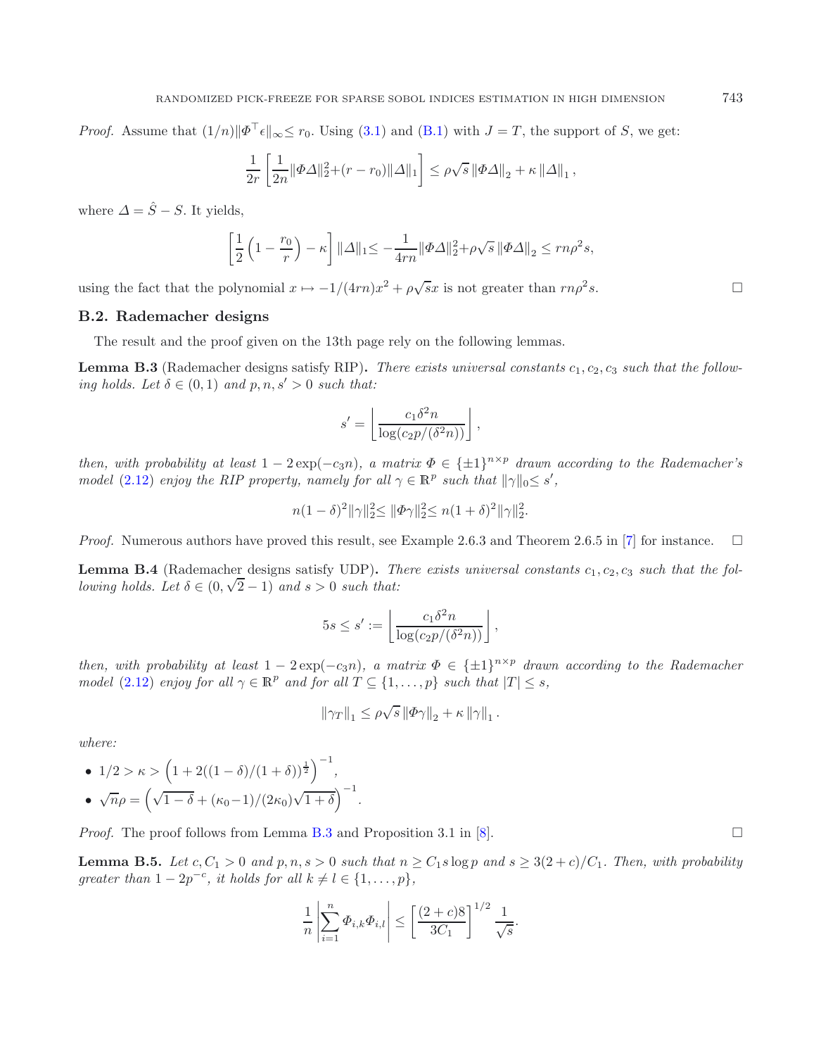*Proof.* Assume that $(1/n)\|\Phi^\top\epsilon\|_\infty \le r_0$. Using (3.1) and (B.1) with $J = T$, the support of $S$, we get:

$$\frac{1}{2r}\left[\frac{1}{2n}\|\Phi\Delta\|_2^2 + (r - r_0)\|\Delta\|_1\right] \le \rho\sqrt{s}\,\|\Phi\Delta\|_2 + \kappa\,\|\Delta\|_1\,,$$

where $\Delta = \hat{S} - S$. It yields,

$$\left[\frac{1}{2}\left(1 - \frac{r_0}{r}\right) - \kappa\right]\|\Delta\|_1 \le -\frac{1}{4rn}\|\Phi\Delta\|_2^2 + \rho\sqrt{s}\,\|\Phi\Delta\|_2 \le rn\rho^2 s,$$

using the fact that the polynomial $x \mapsto -1/(4rn)x^2 + \rho\sqrt{s}x$ is not greater than $rn\rho^2 s$. □

### B.2. Rademacher designs

The result and the proof given on the 13th page rely on the following lemmas.

**Lemma B.3** (Rademacher designs satisfy RIP)**.** *There exists universal constants $c_1, c_2, c_3$ such that the following holds. Let $\delta \in (0,1)$ and $p, n, s' > 0$ such that:*

$$s' = \left\lfloor \frac{c_1\delta^2 n}{\log(c_2 p/(\delta^2 n))}\right\rfloor,$$

*then, with probability at least $1 - 2\exp(-c_3 n)$, a matrix $\Phi \in \{\pm 1\}^{n\times p}$ drawn according to the Rademacher's model (2.12) enjoy the RIP property, namely for all $\gamma \in \mathbb{R}^p$ such that $\|\gamma\|_0 \le s'$,*

$$n(1-\delta)^2\|\gamma\|_2^2 \le \|\Phi\gamma\|_2^2 \le n(1+\delta)^2\|\gamma\|_2^2.$$

*Proof.* Numerous authors have proved this result, see Example 2.6.3 and Theorem 2.6.5 in [7] for instance. □

**Lemma B.4** (Rademacher designs satisfy UDP)**.** *There exists universal constants $c_1, c_2, c_3$ such that the following holds. Let $\delta \in (0, \sqrt{2} - 1)$ and $s > 0$ such that:*

$$5s \le s' := \left\lfloor \frac{c_1\delta^2 n}{\log(c_2 p/(\delta^2 n))}\right\rfloor,$$

*then, with probability at least $1 - 2\exp(-c_3 n)$, a matrix $\Phi \in \{\pm 1\}^{n\times p}$ drawn according to the Rademacher model (2.12) enjoy for all $\gamma \in \mathbb{R}^p$ and for all $T \subseteq \{1, \ldots, p\}$ such that $|T| \le s$,*

$$\|\gamma_T\|_1 \le \rho\sqrt{s}\,\|\Phi\gamma\|_2 + \kappa\,\|\gamma\|_1\,.$$

*where:*

- $1/2 > \kappa > \left(1 + 2((1-\delta)/(1+\delta))^{\frac{1}{2}}\right)^{-1}$,
- $\sqrt{n}\rho = \left(\sqrt{1-\delta} + (\kappa_0 - 1)/(2\kappa_0)\sqrt{1+\delta}\right)^{-1}$.

*Proof.* The proof follows from Lemma B.3 and Proposition 3.1 in [8]. □

**Lemma B.5.** *Let $c, C_1 > 0$ and $p, n, s > 0$ such that $n \ge C_1 s \log p$ and $s \ge 3(2+c)/C_1$. Then, with probability greater than $1 - 2p^{-c}$, it holds for all $k \ne l \in \{1, \ldots, p\}$,*

$$\frac{1}{n}\left|\sum_{i=1}^{n}\Phi_{i,k}\Phi_{i,l}\right| \le \left[\frac{(2+c)8}{3C_1}\right]^{1/2}\frac{1}{\sqrt{s}}.$$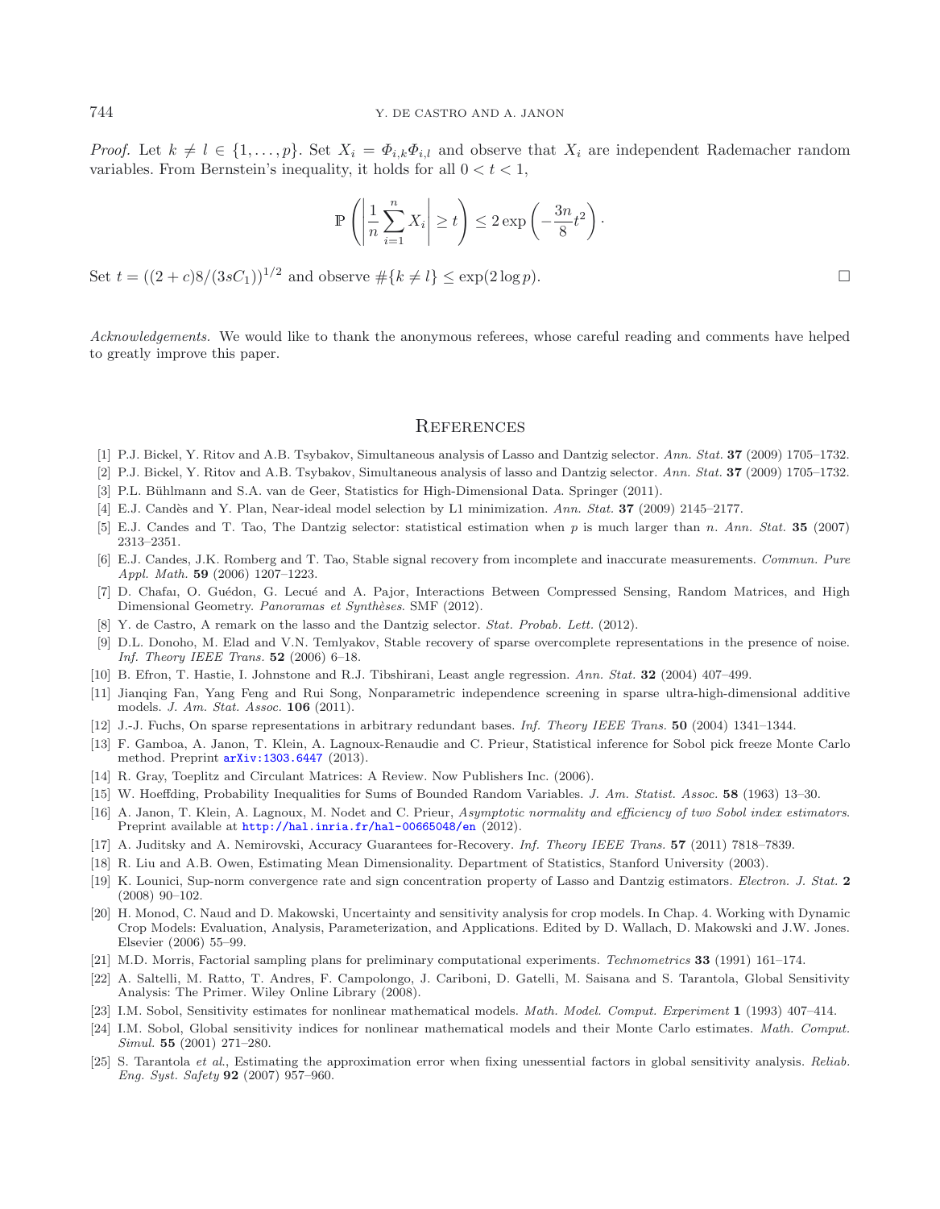*Proof.* Let $k \neq l \in \{1, \ldots, p\}$. Set $X_i = \Phi_{i,k}\Phi_{i,l}$ and observe that $X_i$ are independent Rademacher random variables. From Bernstein's inequality, it holds for all $0 < t < 1$,

$$\mathbb{P}\left(\left|\frac{1}{n}\sum_{i=1}^{n} X_i\right| \geq t\right) \leq 2\exp\left(-\frac{3n}{8}t^2\right).$$

Set $t = ((2+c)8/(3sC_1))^{1/2}$ and observe $\#\{k \neq l\} \leq \exp(2\log p)$. □

*Acknowledgements.* We would like to thank the anonymous referees, whose careful reading and comments have helped to greatly improve this paper.

## References

[1] P.J. Bickel, Y. Ritov and A.B. Tsybakov, Simultaneous analysis of Lasso and Dantzig selector. *Ann. Stat.* **37** (2009) 1705–1732.

[2] P.J. Bickel, Y. Ritov and A.B. Tsybakov, Simultaneous analysis of lasso and Dantzig selector. *Ann. Stat.* **37** (2009) 1705–1732.

[3] P.L. Bühlmann and S.A. van de Geer, Statistics for High-Dimensional Data. Springer (2011).

[4] E.J. Candès and Y. Plan, Near-ideal model selection by L1 minimization. *Ann. Stat.* **37** (2009) 2145–2177.

[5] E.J. Candes and T. Tao, The Dantzig selector: statistical estimation when $p$ is much larger than $n$. *Ann. Stat.* **35** (2007) 2313–2351.

[6] E.J. Candes, J.K. Romberg and T. Tao, Stable signal recovery from incomplete and inaccurate measurements. *Commun. Pure Appl. Math.* **59** (2006) 1207–1223.

[7] D. Chafaı, O. Guédon, G. Lecué and A. Pajor, Interactions Between Compressed Sensing, Random Matrices, and High Dimensional Geometry. *Panoramas et Synthèses*. SMF (2012).

[8] Y. de Castro, A remark on the lasso and the Dantzig selector. *Stat. Probab. Lett.* (2012).

[9] D.L. Donoho, M. Elad and V.N. Temlyakov, Stable recovery of sparse overcomplete representations in the presence of noise. *Inf. Theory IEEE Trans.* **52** (2006) 6–18.

[10] B. Efron, T. Hastie, I. Johnstone and R.J. Tibshirani, Least angle regression. *Ann. Stat.* **32** (2004) 407–499.

[11] Jianqing Fan, Yang Feng and Rui Song, Nonparametric independence screening in sparse ultra-high-dimensional additive models. *J. Am. Stat. Assoc.* **106** (2011).

[12] J.-J. Fuchs, On sparse representations in arbitrary redundant bases. *Inf. Theory IEEE Trans.* **50** (2004) 1341–1344.

[13] F. Gamboa, A. Janon, T. Klein, A. Lagnoux-Renaudie and C. Prieur, Statistical inference for Sobol pick freeze Monte Carlo method. Preprint arXiv:1303.6447 (2013).

[14] R. Gray, Toeplitz and Circulant Matrices: A Review. Now Publishers Inc. (2006).

[15] W. Hoeffding, Probability Inequalities for Sums of Bounded Random Variables. *J. Am. Statist. Assoc.* **58** (1963) 13–30.

[16] A. Janon, T. Klein, A. Lagnoux, M. Nodet and C. Prieur, *Asymptotic normality and efficiency of two Sobol index estimators*. Preprint available at http://hal.inria.fr/hal-00665048/en (2012).

[17] A. Juditsky and A. Nemirovski, Accuracy Guarantees for-Recovery. *Inf. Theory IEEE Trans.* **57** (2011) 7818–7839.

[18] R. Liu and A.B. Owen, Estimating Mean Dimensionality. Department of Statistics, Stanford University (2003).

[19] K. Lounici, Sup-norm convergence rate and sign concentration property of Lasso and Dantzig estimators. *Electron. J. Stat.* **2** (2008) 90–102.

[20] H. Monod, C. Naud and D. Makowski, Uncertainty and sensitivity analysis for crop models. In Chap. 4. Working with Dynamic Crop Models: Evaluation, Analysis, Parameterization, and Applications. Edited by D. Wallach, D. Makowski and J.W. Jones. Elsevier (2006) 55–99.

[21] M.D. Morris, Factorial sampling plans for preliminary computational experiments. *Technometrics* **33** (1991) 161–174.

[22] A. Saltelli, M. Ratto, T. Andres, F. Campolongo, J. Cariboni, D. Gatelli, M. Saisana and S. Tarantola, Global Sensitivity Analysis: The Primer. Wiley Online Library (2008).

[23] I.M. Sobol, Sensitivity estimates for nonlinear mathematical models. *Math. Model. Comput. Experiment* **1** (1993) 407–414.

[24] I.M. Sobol, Global sensitivity indices for nonlinear mathematical models and their Monte Carlo estimates. *Math. Comput. Simul.* **55** (2001) 271–280.

[25] S. Tarantola *et al.*, Estimating the approximation error when fixing unessential factors in global sensitivity analysis. *Reliab. Eng. Syst. Safety* **92** (2007) 957–960.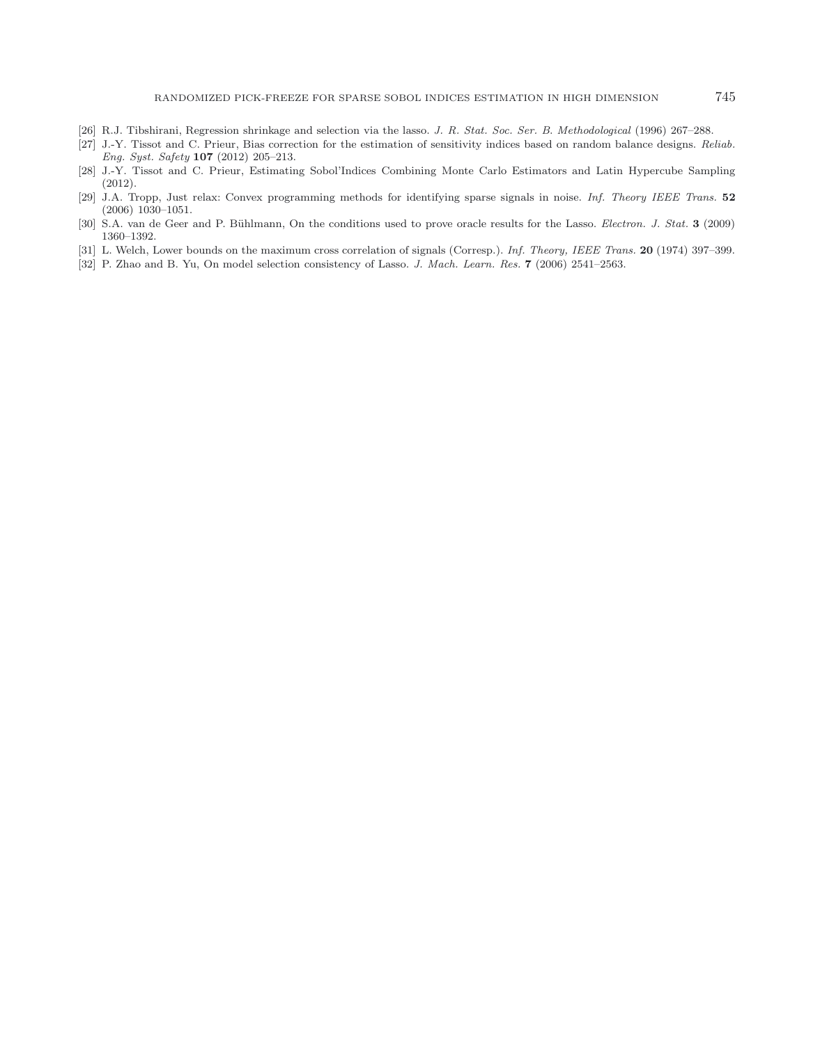[26] R.J. Tibshirani, Regression shrinkage and selection via the lasso. *J. R. Stat. Soc. Ser. B. Methodological* (1996) 267–288.

[27] J.-Y. Tissot and C. Prieur, Bias correction for the estimation of sensitivity indices based on random balance designs. *Reliab. Eng. Syst. Safety* **107** (2012) 205–213.

[28] J.-Y. Tissot and C. Prieur, Estimating Sobol'Indices Combining Monte Carlo Estimators and Latin Hypercube Sampling (2012).

[29] J.A. Tropp, Just relax: Convex programming methods for identifying sparse signals in noise. *Inf. Theory IEEE Trans.* **52** (2006) 1030–1051.

[30] S.A. van de Geer and P. Bühlmann, On the conditions used to prove oracle results for the Lasso. *Electron. J. Stat.* **3** (2009) 1360–1392.

[31] L. Welch, Lower bounds on the maximum cross correlation of signals (Corresp.). *Inf. Theory, IEEE Trans.* **20** (1974) 397–399.

[32] P. Zhao and B. Yu, On model selection consistency of Lasso. *J. Mach. Learn. Res.* **7** (2006) 2541–2563.